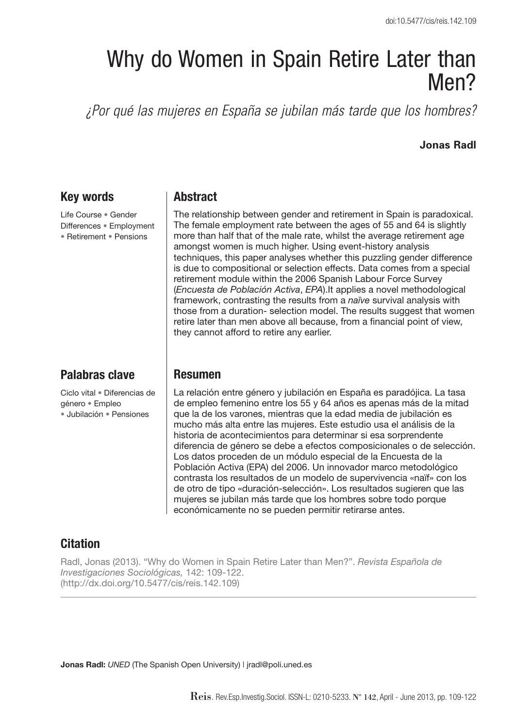doi:10.5477/cis/reis.142.109

# Why do Women in Spain Retire Later than Men?

*¿Por qué las mujeres en España se jubilan más tarde que los hombres?*

**Jonas Radl**

## Key words

Life Course • Gender Differences • Employment • Retirement • Pensions

## Abstract

The relationship between gender and retirement in Spain is paradoxical. The female employment rate between the ages of 55 and 64 is slightly more than half that of the male rate, whilst the average retirement age amongst women is much higher. Using event-history analysis techniques, this paper analyses whether this puzzling gender difference is due to compositional or selection effects. Data comes from a special retirement module within the 2006 Spanish Labour Force Survey (*Encuesta de Población Activa*, *EPA*).It applies a novel methodological framework, contrasting the results from a *naïve* survival analysis with those from a duration- selection model. The results suggest that women retire later than men above all because, from a financial point of view, they cannot afford to retire any earlier.

## Palabras clave

Ciclo vital • Diferencias de género • Empleo • Jubilación • Pensiones

## Resumen

La relación entre género y jubilación en España es paradójica. La tasa de empleo femenino entre los 55 y 64 años es apenas más de la mitad que la de los varones, mientras que la edad media de jubilación es mucho más alta entre las mujeres. Este estudio usa el análisis de la historia de acontecimientos para determinar si esa sorprendente diferencia de género se debe a efectos composicionales o de selección. Los datos proceden de un módulo especial de la Encuesta de la Población Activa (EPA) del 2006. Un innovador marco metodológico contrasta los resultados de un modelo de supervivencia «naïf» con los de otro de tipo «duración-selección». Los resultados sugieren que las mujeres se jubilan más tarde que los hombres sobre todo porque económicamente no se pueden permitir retirarse antes.

## Citation

Radl, Jonas (2013). "Why do Women in Spain Retire Later than Men?". *Revista Española de Investigaciones Sociológicas,* 142: 109-122.
(http://dx.doi.org/10.5477/cis/reis.142.109)

---

**Jonas Radl:** *UNED* (The Spanish Open University) | jradl@poli.uned.es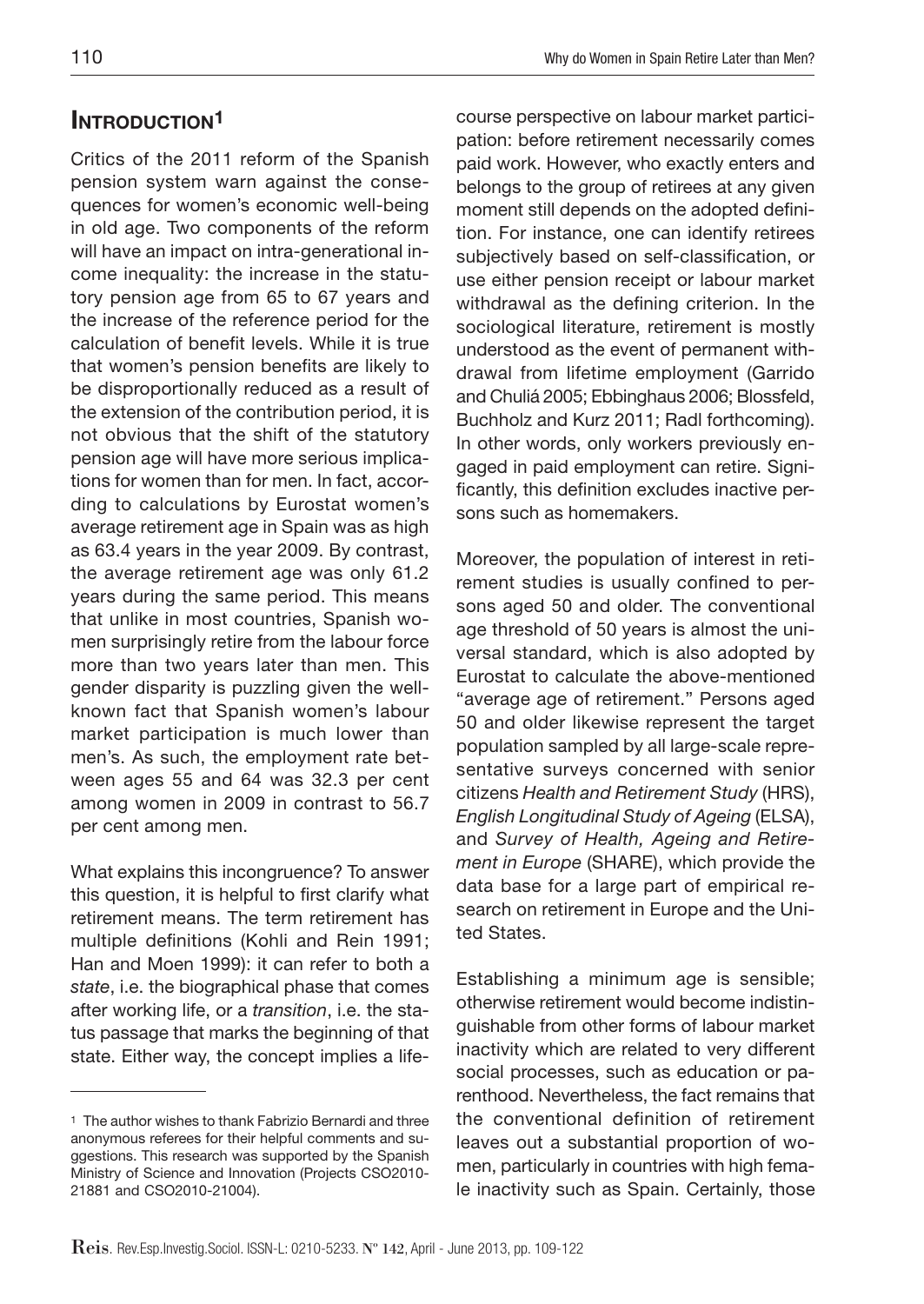## INTRODUCTION[1]

Critics of the 2011 reform of the Spanish pension system warn against the consequences for women's economic well-being in old age. Two components of the reform will have an impact on intra-generational income inequality: the increase in the statutory pension age from 65 to 67 years and the increase of the reference period for the calculation of benefit levels. While it is true that women's pension benefits are likely to be disproportionally reduced as a result of the extension of the contribution period, it is not obvious that the shift of the statutory pension age will have more serious implications for women than for men. In fact, according to calculations by Eurostat women's average retirement age in Spain was as high as 63.4 years in the year 2009. By contrast, the average retirement age was only 61.2 years during the same period. This means that unlike in most countries, Spanish women surprisingly retire from the labour force more than two years later than men. This gender disparity is puzzling given the well-known fact that Spanish women's labour market participation is much lower than men's. As such, the employment rate between ages 55 and 64 was 32.3 per cent among women in 2009 in contrast to 56.7 per cent among men.

What explains this incongruence? To answer this question, it is helpful to first clarify what retirement means. The term retirement has multiple definitions (Kohli and Rein 1991; Han and Moen 1999): it can refer to both a *state*, i.e. the biographical phase that comes after working life, or a *transition*, i.e. the status passage that marks the beginning of that state. Either way, the concept implies a life-course perspective on labour market participation: before retirement necessarily comes paid work. However, who exactly enters and belongs to the group of retirees at any given moment still depends on the adopted definition. For instance, one can identify retirees subjectively based on self-classification, or use either pension receipt or labour market withdrawal as the defining criterion. In the sociological literature, retirement is mostly understood as the event of permanent withdrawal from lifetime employment (Garrido and Chuliá 2005; Ebbinghaus 2006; Blossfeld, Buchholz and Kurz 2011; Radl forthcoming). In other words, only workers previously engaged in paid employment can retire. Significantly, this definition excludes inactive persons such as homemakers.

Moreover, the population of interest in retirement studies is usually confined to persons aged 50 and older. The conventional age threshold of 50 years is almost the universal standard, which is also adopted by Eurostat to calculate the above-mentioned "average age of retirement." Persons aged 50 and older likewise represent the target population sampled by all large-scale representative surveys concerned with senior citizens *Health and Retirement Study* (HRS), *English Longitudinal Study of Ageing* (ELSA), and *Survey of Health, Ageing and Retirement in Europe* (SHARE), which provide the data base for a large part of empirical research on retirement in Europe and the United States.

Establishing a minimum age is sensible; otherwise retirement would become indistinguishable from other forms of labour market inactivity which are related to very different social processes, such as education or parenthood. Nevertheless, the fact remains that the conventional definition of retirement leaves out a substantial proportion of women, particularly in countries with high female inactivity such as Spain. Certainly, those

[1] The author wishes to thank Fabrizio Bernardi and three anonymous referees for their helpful comments and suggestions. This research was supported by the Spanish Ministry of Science and Innovation (Projects CSO2010-21881 and CSO2010-21004).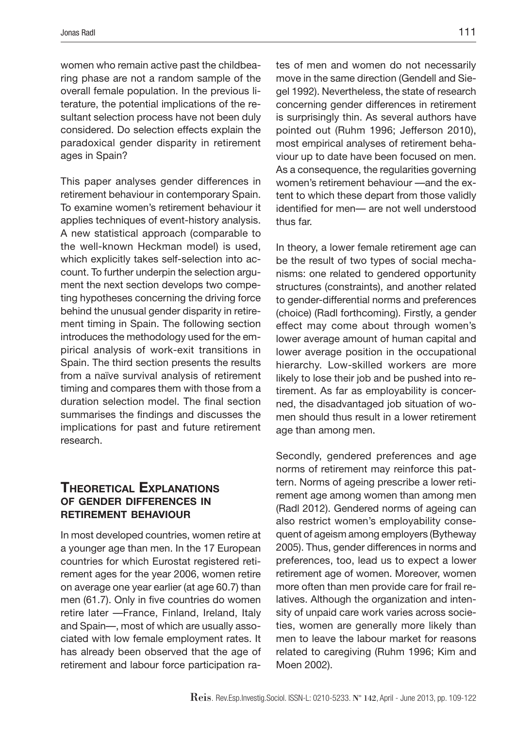women who remain active past the childbearing phase are not a random sample of the overall female population. In the previous literature, the potential implications of the resultant selection process have not been duly considered. Do selection effects explain the paradoxical gender disparity in retirement ages in Spain?

This paper analyses gender differences in retirement behaviour in contemporary Spain. To examine women's retirement behaviour it applies techniques of event-history analysis. A new statistical approach (comparable to the well-known Heckman model) is used, which explicitly takes self-selection into account. To further underpin the selection argument the next section develops two competing hypotheses concerning the driving force behind the unusual gender disparity in retirement timing in Spain. The following section introduces the methodology used for the empirical analysis of work-exit transitions in Spain. The third section presents the results from a naïve survival analysis of retirement timing and compares them with those from a duration selection model. The final section summarises the findings and discusses the implications for past and future retirement research.

## Theoretical Explanations of Gender Differences in Retirement Behaviour

In most developed countries, women retire at a younger age than men. In the 17 European countries for which Eurostat registered retirement ages for the year 2006, women retire on average one year earlier (at age 60.7) than men (61.7). Only in five countries do women retire later —France, Finland, Ireland, Italy and Spain—, most of which are usually associated with low female employment rates. It has already been observed that the age of retirement and labour force participation rates of men and women do not necessarily move in the same direction (Gendell and Siegel 1992). Nevertheless, the state of research concerning gender differences in retirement is surprisingly thin. As several authors have pointed out (Ruhm 1996; Jefferson 2010), most empirical analyses of retirement behaviour up to date have been focused on men. As a consequence, the regularities governing women's retirement behaviour —and the extent to which these depart from those validly identified for men— are not well understood thus far.

In theory, a lower female retirement age can be the result of two types of social mechanisms: one related to gendered opportunity structures (constraints), and another related to gender-differential norms and preferences (choice) (Radl forthcoming). Firstly, a gender effect may come about through women's lower average amount of human capital and lower average position in the occupational hierarchy. Low-skilled workers are more likely to lose their job and be pushed into retirement. As far as employability is concerned, the disadvantaged job situation of women should thus result in a lower retirement age than among men.

Secondly, gendered preferences and age norms of retirement may reinforce this pattern. Norms of ageing prescribe a lower retirement age among women than among men (Radl 2012). Gendered norms of ageing can also restrict women's employability consequent of ageism among employers (Bytheway 2005). Thus, gender differences in norms and preferences, too, lead us to expect a lower retirement age of women. Moreover, women more often than men provide care for frail relatives. Although the organization and intensity of unpaid care work varies across societies, women are generally more likely than men to leave the labour market for reasons related to caregiving (Ruhm 1996; Kim and Moen 2002).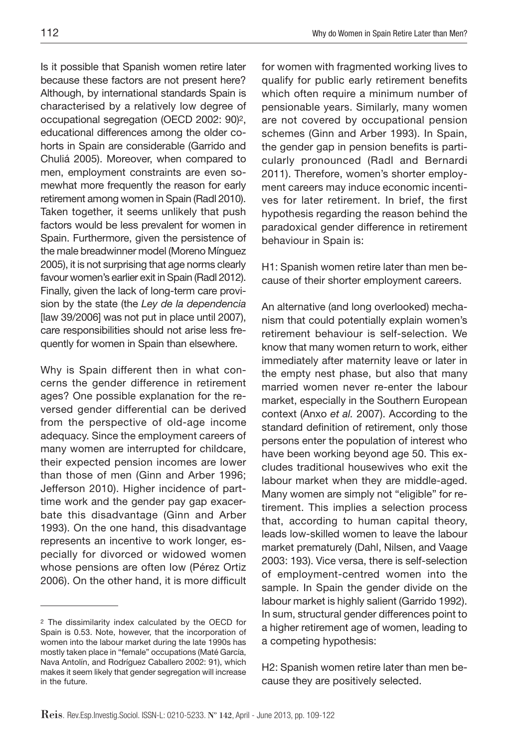Is it possible that Spanish women retire later because these factors are not present here? Although, by international standards Spain is characterised by a relatively low degree of occupational segregation (OECD 2002: 90)[2], educational differences among the older cohorts in Spain are considerable (Garrido and Chuliá 2005). Moreover, when compared to men, employment constraints are even somewhat more frequently the reason for early retirement among women in Spain (Radl 2010). Taken together, it seems unlikely that push factors would be less prevalent for women in Spain. Furthermore, given the persistence of the male breadwinner model (Moreno Mínguez 2005), it is not surprising that age norms clearly favour women's earlier exit in Spain (Radl 2012). Finally, given the lack of long-term care provision by the state (the *Ley de la dependencia* [law 39/2006] was not put in place until 2007), care responsibilities should not arise less frequently for women in Spain than elsewhere.

Why is Spain different then in what concerns the gender difference in retirement ages? One possible explanation for the reversed gender differential can be derived from the perspective of old-age income adequacy. Since the employment careers of many women are interrupted for childcare, their expected pension incomes are lower than those of men (Ginn and Arber 1996; Jefferson 2010). Higher incidence of part-time work and the gender pay gap exacerbate this disadvantage (Ginn and Arber 1993). On the one hand, this disadvantage represents an incentive to work longer, especially for divorced or widowed women whose pensions are often low (Pérez Ortiz 2006). On the other hand, it is more difficult for women with fragmented working lives to qualify for public early retirement benefits which often require a minimum number of pensionable years. Similarly, many women are not covered by occupational pension schemes (Ginn and Arber 1993). In Spain, the gender gap in pension benefits is particularly pronounced (Radl and Bernardi 2011). Therefore, women's shorter employment careers may induce economic incentives for later retirement. In brief, the first hypothesis regarding the reason behind the paradoxical gender difference in retirement behaviour in Spain is:

H1: Spanish women retire later than men because of their shorter employment careers.

An alternative (and long overlooked) mechanism that could potentially explain women's retirement behaviour is self-selection. We know that many women return to work, either immediately after maternity leave or later in the empty nest phase, but also that many married women never re-enter the labour market, especially in the Southern European context (Anxo *et al.* 2007). According to the standard definition of retirement, only those persons enter the population of interest who have been working beyond age 50. This excludes traditional housewives who exit the labour market when they are middle-aged. Many women are simply not "eligible" for retirement. This implies a selection process that, according to human capital theory, leads low-skilled women to leave the labour market prematurely (Dahl, Nilsen, and Vaage 2003: 193). Vice versa, there is self-selection of employment-centred women into the sample. In Spain the gender divide on the labour market is highly salient (Garrido 1992). In sum, structural gender differences point to a higher retirement age of women, leading to a competing hypothesis:

H2: Spanish women retire later than men because they are positively selected.

[2] The dissimilarity index calculated by the OECD for Spain is 0.53. Note, however, that the incorporation of women into the labour market during the late 1990s has mostly taken place in "female" occupations (Maté García, Nava Antolín, and Rodríguez Caballero 2002: 91), which makes it seem likely that gender segregation will increase in the future.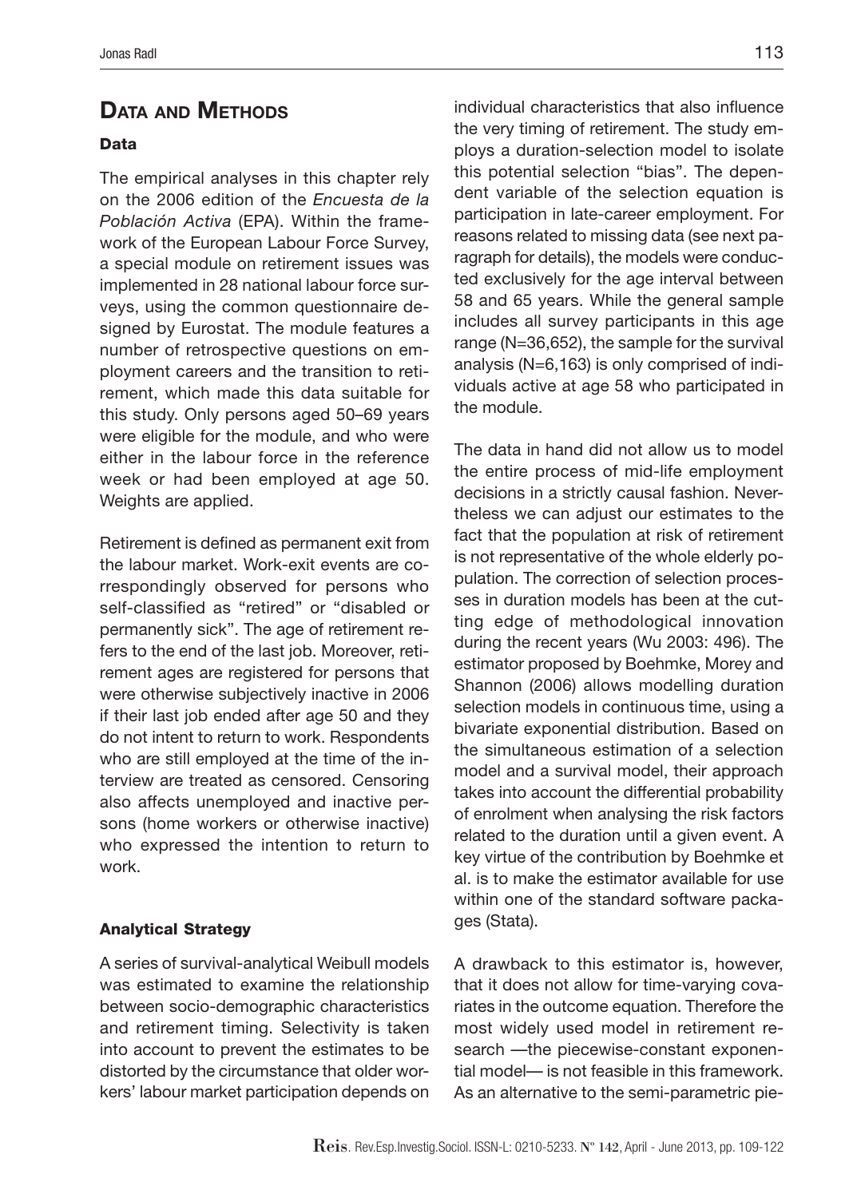## Data and Methods

### Data

The empirical analyses in this chapter rely on the 2006 edition of the *Encuesta de la Población Activa* (EPA). Within the framework of the European Labour Force Survey, a special module on retirement issues was implemented in 28 national labour force surveys, using the common questionnaire designed by Eurostat. The module features a number of retrospective questions on employment careers and the transition to retirement, which made this data suitable for this study. Only persons aged 50–69 years were eligible for the module, and who were either in the labour force in the reference week or had been employed at age 50. Weights are applied.

Retirement is defined as permanent exit from the labour market. Work-exit events are correspondingly observed for persons who self-classified as "retired" or "disabled or permanently sick". The age of retirement refers to the end of the last job. Moreover, retirement ages are registered for persons that were otherwise subjectively inactive in 2006 if their last job ended after age 50 and they do not intent to return to work. Respondents who are still employed at the time of the interview are treated as censored. Censoring also affects unemployed and inactive persons (home workers or otherwise inactive) who expressed the intention to return to work.

### Analytical Strategy

A series of survival-analytical Weibull models was estimated to examine the relationship between socio-demographic characteristics and retirement timing. Selectivity is taken into account to prevent the estimates to be distorted by the circumstance that older workers' labour market participation depends on individual characteristics that also influence the very timing of retirement. The study employs a duration-selection model to isolate this potential selection "bias". The dependent variable of the selection equation is participation in late-career employment. For reasons related to missing data (see next paragraph for details), the models were conducted exclusively for the age interval between 58 and 65 years. While the general sample includes all survey participants in this age range (N=36,652), the sample for the survival analysis (N=6,163) is only comprised of individuals active at age 58 who participated in the module.

The data in hand did not allow us to model the entire process of mid-life employment decisions in a strictly causal fashion. Nevertheless we can adjust our estimates to the fact that the population at risk of retirement is not representative of the whole elderly population. The correction of selection processes in duration models has been at the cutting edge of methodological innovation during the recent years (Wu 2003: 496). The estimator proposed by Boehmke, Morey and Shannon (2006) allows modelling duration selection models in continuous time, using a bivariate exponential distribution. Based on the simultaneous estimation of a selection model and a survival model, their approach takes into account the differential probability of enrolment when analysing the risk factors related to the duration until a given event. A key virtue of the contribution by Boehmke et al. is to make the estimator available for use within one of the standard software packages (Stata).

A drawback to this estimator is, however, that it does not allow for time-varying covariates in the outcome equation. Therefore the most widely used model in retirement research —the piecewise-constant exponential model— is not feasible in this framework. As an alternative to the semi-parametric pie-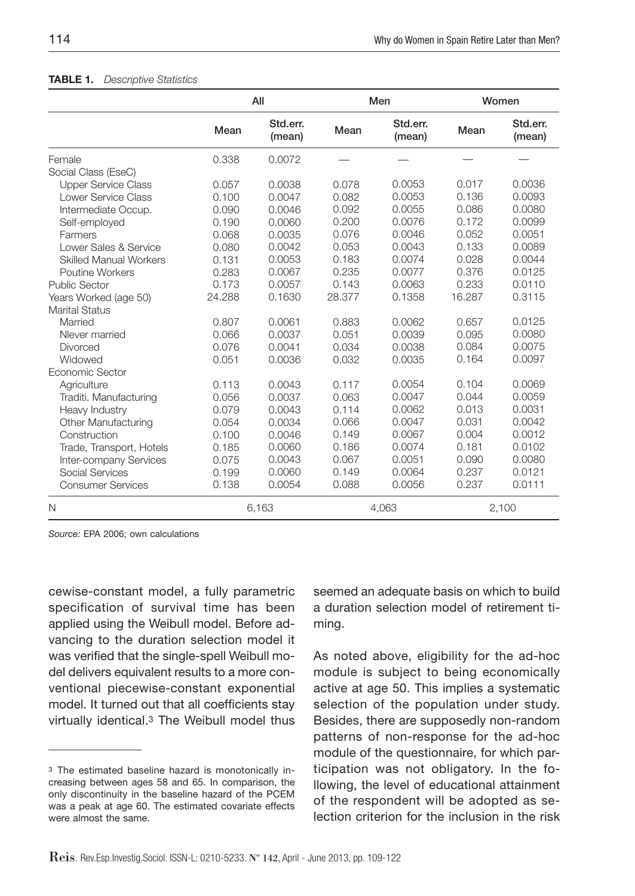**TABLE 1.** *Descriptive Statistics*

| | All | | Men | | Women | |
|---|---|---|---|---|---|---|
| | Mean | Std.err. (mean) | Mean | Std.err. (mean) | Mean | Std.err. (mean) |
| Female | 0.338 | 0.0072 | — | — | — | — |
| Social Class (EseC) | | | | | | |
| Upper Service Class | 0.057 | 0.0038 | 0.078 | 0.0053 | 0.017 | 0.0036 |
| Lower Service Class | 0.100 | 0.0047 | 0.082 | 0.0053 | 0.136 | 0.0093 |
| Intermediate Occup. | 0.090 | 0.0046 | 0.092 | 0.0055 | 0.086 | 0.0080 |
| Self-employed | 0.190 | 0.0060 | 0.200 | 0.0076 | 0.172 | 0.0099 |
| Farmers | 0.068 | 0.0035 | 0.076 | 0.0046 | 0.052 | 0.0051 |
| Lower Sales & Service | 0.080 | 0.0042 | 0.053 | 0.0043 | 0.133 | 0.0089 |
| Skilled Manual Workers | 0.131 | 0.0053 | 0.183 | 0.0074 | 0.028 | 0.0044 |
| Poutine Workers | 0.283 | 0.0067 | 0.235 | 0.0077 | 0.376 | 0.0125 |
| Public Sector | 0.173 | 0.0057 | 0.143 | 0.0063 | 0.233 | 0.0110 |
| Years Worked (age 50) | 24.288 | 0.1630 | 28.377 | 0.1358 | 16.287 | 0.3115 |
| Marital Status | | | | | | |
| Married | 0.807 | 0.0061 | 0.883 | 0.0062 | 0.657 | 0.0125 |
| Nlever married | 0.066 | 0.0037 | 0.051 | 0.0039 | 0.095 | 0.0080 |
| Divorced | 0.076 | 0.0041 | 0.034 | 0.0038 | 0.084 | 0.0075 |
| Widowed | 0.051 | 0.0036 | 0.032 | 0.0035 | 0.164 | 0.0097 |
| Economic Sector | | | | | | |
| Agriculture | 0.113 | 0.0043 | 0.117 | 0.0054 | 0.104 | 0.0069 |
| Traditi. Manufacturing | 0.056 | 0.0037 | 0.063 | 0.0047 | 0.044 | 0.0059 |
| Heavy Industry | 0.079 | 0.0043 | 0.114 | 0.0062 | 0.013 | 0.0031 |
| Other Manufacturing | 0.054 | 0.0034 | 0.066 | 0.0047 | 0.031 | 0.0042 |
| Construction | 0.100 | 0.0046 | 0.149 | 0.0067 | 0.004 | 0.0012 |
| Trade, Transport, Hotels | 0.185 | 0.0060 | 0.186 | 0.0074 | 0.181 | 0.0102 |
| Inter-company Services | 0.075 | 0.0043 | 0.067 | 0.0051 | 0.090 | 0.0080 |
| Social Services | 0.199 | 0.0060 | 0.149 | 0.0064 | 0.237 | 0.0121 |
| Consumer Services | 0.138 | 0.0054 | 0.088 | 0.0056 | 0.237 | 0.0111 |
| N | 6,163 | | 4,063 | | 2,100 | |

*Source:* EPA 2006; own calculations

cewise-constant model, a fully parametric specification of survival time has been applied using the Weibull model. Before advancing to the duration selection model it was verified that the single-spell Weibull model delivers equivalent results to a more conventional piecewise-constant exponential model. It turned out that all coefficients stay virtually identical.[3] The Weibull model thus seemed an adequate basis on which to build a duration selection model of retirement timing.

As noted above, eligibility for the ad-hoc module is subject to being economically active at age 50. This implies a systematic selection of the population under study. Besides, there are supposedly non-random patterns of non-response for the ad-hoc module of the questionnaire, for which participation was not obligatory. In the following, the level of educational attainment of the respondent will be adopted as selection criterion for the inclusion in the risk

[3] The estimated baseline hazard is monotonically increasing between ages 58 and 65. In comparison, the only discontinuity in the baseline hazard of the PCEM was a peak at age 60. The estimated covariate effects were almost the same.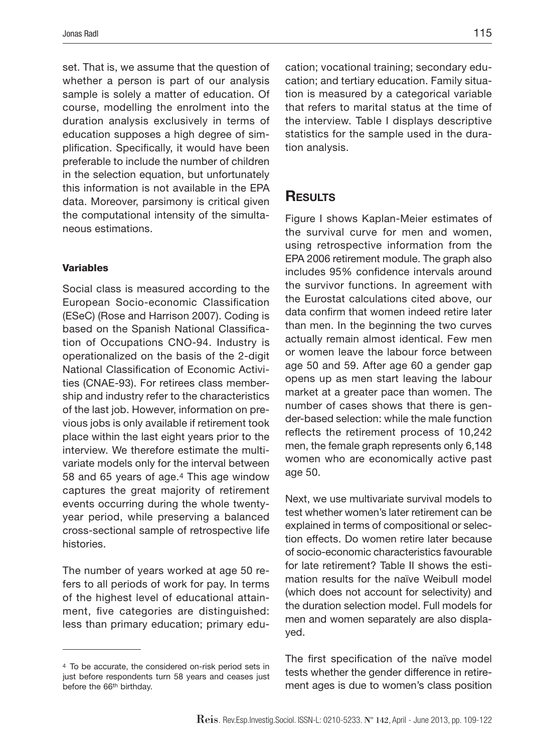set. That is, we assume that the question of whether a person is part of our analysis sample is solely a matter of education. Of course, modelling the enrolment into the duration analysis exclusively in terms of education supposes a high degree of simplification. Specifically, it would have been preferable to include the number of children in the selection equation, but unfortunately this information is not available in the EPA data. Moreover, parsimony is critical given the computational intensity of the simultaneous estimations.

### Variables

Social class is measured according to the European Socio-economic Classification (ESeC) (Rose and Harrison 2007). Coding is based on the Spanish National Classification of Occupations CNO-94. Industry is operationalized on the basis of the 2-digit National Classification of Economic Activities (CNAE-93). For retirees class membership and industry refer to the characteristics of the last job. However, information on previous jobs is only available if retirement took place within the last eight years prior to the interview. We therefore estimate the multivariate models only for the interval between 58 and 65 years of age.[4] This age window captures the great majority of retirement events occurring during the whole twenty-year period, while preserving a balanced cross-sectional sample of retrospective life histories.

The number of years worked at age 50 refers to all periods of work for pay. In terms of the highest level of educational attainment, five categories are distinguished: less than primary education; primary education; vocational training; secondary education; and tertiary education. Family situation is measured by a categorical variable that refers to marital status at the time of the interview. Table I displays descriptive statistics for the sample used in the duration analysis.

## Results

Figure I shows Kaplan-Meier estimates of the survival curve for men and women, using retrospective information from the EPA 2006 retirement module. The graph also includes 95% confidence intervals around the survivor functions. In agreement with the Eurostat calculations cited above, our data confirm that women indeed retire later than men. In the beginning the two curves actually remain almost identical. Few men or women leave the labour force between age 50 and 59. After age 60 a gender gap opens up as men start leaving the labour market at a greater pace than women. The number of cases shows that there is gender-based selection: while the male function reflects the retirement process of 10,242 men, the female graph represents only 6,148 women who are economically active past age 50.

Next, we use multivariate survival models to test whether women's later retirement can be explained in terms of compositional or selection effects. Do women retire later because of socio-economic characteristics favourable for late retirement? Table II shows the estimation results for the naïve Weibull model (which does not account for selectivity) and the duration selection model. Full models for men and women separately are also displayed.

The first specification of the naïve model tests whether the gender difference in retirement ages is due to women's class position

---

[4] To be accurate, the considered on-risk period sets in just before respondents turn 58 years and ceases just before the 66th birthday.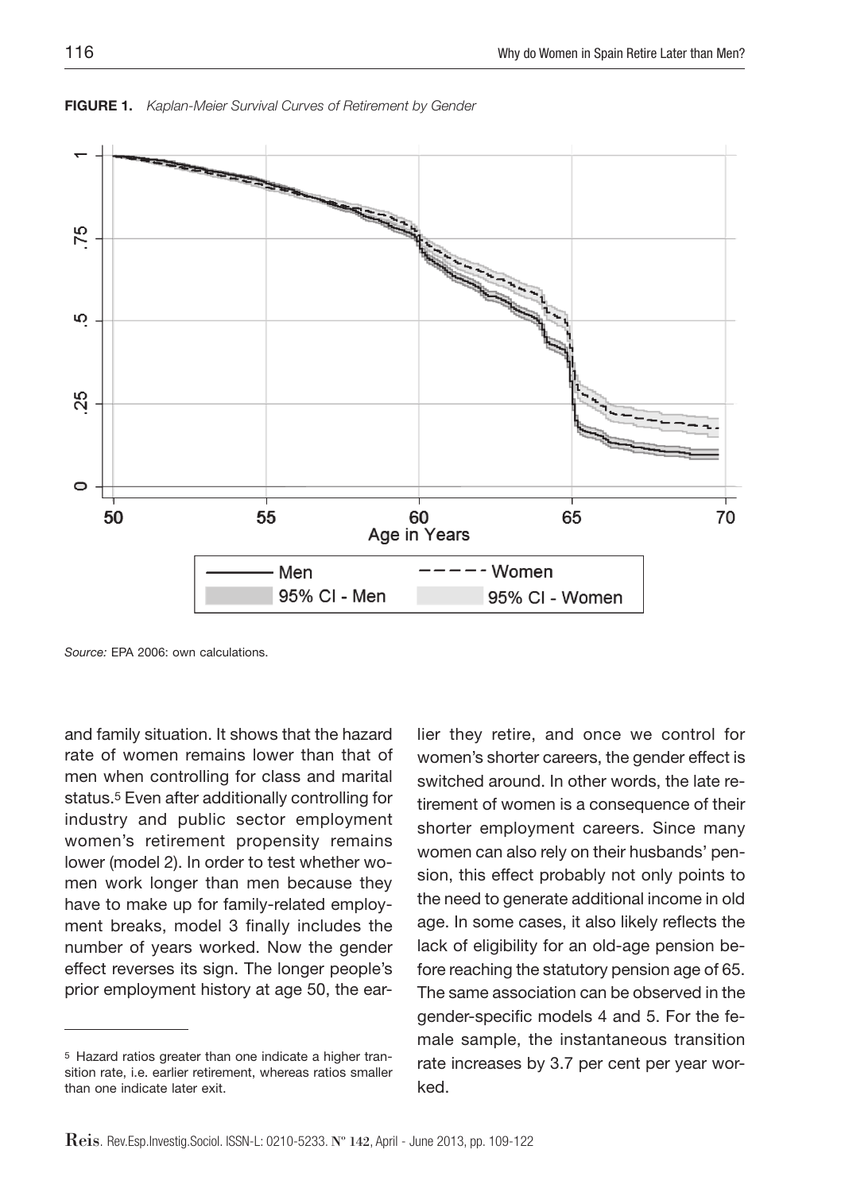**FIGURE 1.** *Kaplan-Meier Survival Curves of Retirement by Gender*

*Source:* EPA 2006: own calculations.

and family situation. It shows that the hazard rate of women remains lower than that of men when controlling for class and marital status.[5] Even after additionally controlling for industry and public sector employment women's retirement propensity remains lower (model 2). In order to test whether women work longer than men because they have to make up for family-related employment breaks, model 3 finally includes the number of years worked. Now the gender effect reverses its sign. The longer people's prior employment history at age 50, the earlier they retire, and once we control for women's shorter careers, the gender effect is switched around. In other words, the late retirement of women is a consequence of their shorter employment careers. Since many women can also rely on their husbands' pension, this effect probably not only points to the need to generate additional income in old age. In some cases, it also likely reflects the lack of eligibility for an old-age pension before reaching the statutory pension age of 65. The same association can be observed in the gender-specific models 4 and 5. For the female sample, the instantaneous transition rate increases by 3.7 per cent per year worked.

[5] Hazard ratios greater than one indicate a higher transition rate, i.e. earlier retirement, whereas ratios smaller than one indicate later exit.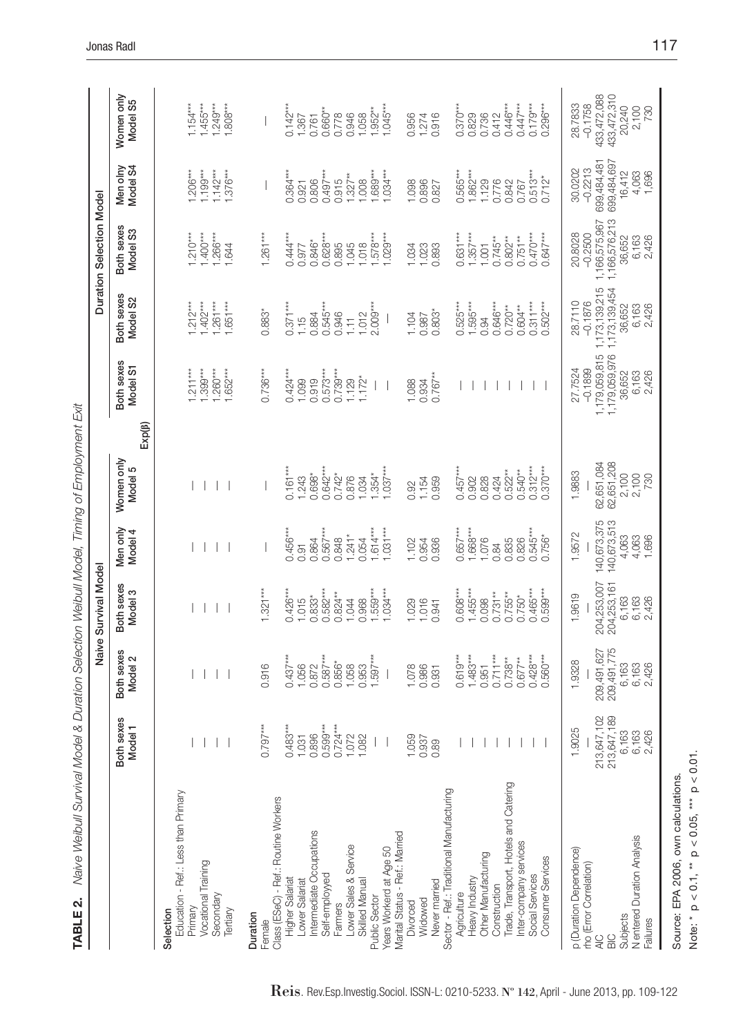**TABLE 2.** *Naive Weibull Survival Model & Duration Selection Weibull Model, Timing of Employment Exit*

| | Naive Survival Model | | | | | Duration Selection Model | | | | |
|---|---|---|---|---|---|---|---|---|---|---|
| | Both sexes Model 1 | Both sexes Model 2 | Both sexes Model 3 | Men only Model 4 | Women only Model 5 | Both sexes Model S1 | Both sexes Model S2 | Both sexes Model S3 | Men olny Model S4 | Women only Model S5 |
| | | | | | | Exp(β) | | | | |
| **Selection** | | | | | | | | | | |
| Education - Ref.: Less than Primary | | | | | | | | | | |
| Primary | — | — | — | — | — | 1.211*** | 1.212*** | 1.210*** | 1.206*** | 1.154*** |
| Vocational Training | — | — | — | — | — | 1.399*** | 1.402*** | 1.400*** | 1.199*** | 1.455*** |
| Secondary | — | — | — | — | — | 1.260*** | 1.261*** | 1.266*** | 1.142*** | 1.249*** |
| Tertiary | — | — | — | — | — | 1.652*** | 1.651*** | 1.644 | 1.376*** | 1.808*** |
| **Duration** | | | | | | | | | | |
| Female | 0.797*** | 0.916 | 1.321*** | — | — | 0.736*** | 0.883* | 1.261*** | — | — |
| Class (ESeC) - Ref.: Routine Workers | | | | | | | | | | |
| Higher Salariat | 0.483*** | 0.437*** | 0.426*** | 0.456*** | 0.161*** | 0.424*** | 0.371*** | 0.444*** | 0.364*** | 0.142*** |
| Lower Salariat | 1.031 | 1.056 | 1.015 | 0.91 | 1.243 | 1.099 | 1.15 | 0.977 | 0.921 | 1.367 |
| Intermediate Occupations | 0.896 | 0.872 | 0.833* | 0.864 | 0.698* | 0.919 | 0.884 | 0.846* | 0.806 | 0.761 |
| Self-employed | 0.599*** | 0.587*** | 0.582*** | 0.567*** | 0.642*** | 0.573*** | 0.545*** | 0.628*** | 0.497*** | 0.660** |
| Farmers | 0.724*** | 0.856* | 0.824** | 0.848 | 0.742* | 0.739*** | 0.946 | 0.895 | 0.915 | 0.778 |
| Lower Sales & Service | 1.072 | 1.058 | 1.044 | 1.241* | 0.876 | 1.129 | 1.11 | 1.045 | 1.327** | 0.946 |
| Skilled Manual | 1.082 | 0.953 | 0.968 | 1.054 | 1.034 | 1.172* | 1.012 | 1.018 | 1.008 | 1.058 |
| Public Sector | — | 1.597*** | 1.559*** | 1.614*** | 1.354* | — | 2.009*** | 1.578*** | 1.689*** | 1.952** |
| Years Workerd at Age 50 | — | — | 1.034*** | 1.031*** | 1.037*** | — | — | 1.029*** | 1.034*** | 1.045*** |
| Marital Status - Ref.: Married | | | | | | | | | | |
| Divorced | 1.059 | 1.078 | 1.029 | 1.102 | 0.92 | 1.088 | 1.104 | 1.034 | 1.098 | 0.956 |
| Widowed | 0.937 | 0.986 | 1.016 | 0.954 | 1.154 | 0.934 | 0.987 | 1.023 | 0.896 | 1.274 |
| Never married | 0.89 | 0.931 | 0.941 | 0.936 | 0.959 | 0.767** | 0.803* | 0.893 | 0.827 | 0.916 |
| Sector - Ref.: Traditional Manufacturing | | | | | | | | | | |
| Agriculture | — | 0.619*** | 0.608*** | 0.657*** | 0.457*** | — | 0.525*** | 0.631*** | 0.565*** | 0.370*** |
| Heavy Industry | — | 1.483*** | 1.455*** | 1.668*** | 0.902 | — | 1.595*** | 1.357*** | 1.862*** | 0.829 |
| Other Manufacturing | — | 0.951 | 0.098 | 1.076 | 0.828 | — | 0.94 | 1.001 | 1.129 | 0.736 |
| Construction | — | 0.711*** | 0.731** | 0.84 | 0.424 | — | 0.646*** | 0.745** | 0.776 | 0.412 |
| Trade, Transport, Hotels and Catering | — | 0.738** | 0.755** | 0.835 | 0.522** | — | 0.720** | 0.802** | 0.842 | 0.446*** |
| Inter-company services | — | 0.677** | 0.750* | 0.826 | 0.540** | — | 0.604** | 0.751** | 0.767 | 0.447*** |
| Social Services | — | 0.428*** | 0.465*** | 0.545*** | 0.312*** | — | 0.311*** | 0.470*** | 0.513*** | 0.179*** |
| Consumer Services | — | 0.560*** | 0.599*** | 0.756* | 0.370*** | — | 0.502*** | 0.647*** | 0.712* | 0.296*** |
| p (Duration Dependence) | 1.9025 | 1.9328 | 1.9619 | 1.9572 | 1.9883 | 27.7524 | 28.7110 | 20.8028 | 30.0202 | 28.7833 |
| rho (Error Correlation) | — | — | — | — | — | −0.1899 | −0.1876 | −0.2500 | −0.2213 | −0.1758 |
| AIC | 213,647,102 | 209,491,627 | 204,253,007 | 140,673,375 | 62,651,084 | 1,179,059,815 | 1,173,139,215 | 1,166,575,967 | 699,484,481 | 433,472,088 |
| BIC | 213,647,189 | 209,491,775 | 204,253,161 | 140,673,513 | 62,651,208 | 1,179,059,976 | 1,173,139,454 | 1,166,576,213 | 699,484,697 | 433,472,310 |
| Subjects | 6,163 | 6,163 | 6,163 | 4,063 | 2,100 | 36,652 | 36,652 | 36,652 | 16,412 | 20,240 |
| N entered Duration Analysis | 6,163 | 6,163 | 6,163 | 4,063 | 2,100 | 6,163 | 6,163 | 6,163 | 4,063 | 2,100 |
| Failures | 2,426 | 2,426 | 2,426 | 1,696 | 730 | 2,426 | 2,426 | 2,426 | 1,696 | 730 |

Source: EPA 2006, own calculations.

Note: * $p < 0.1$, ** $p < 0.05$, *** $p < 0.01$.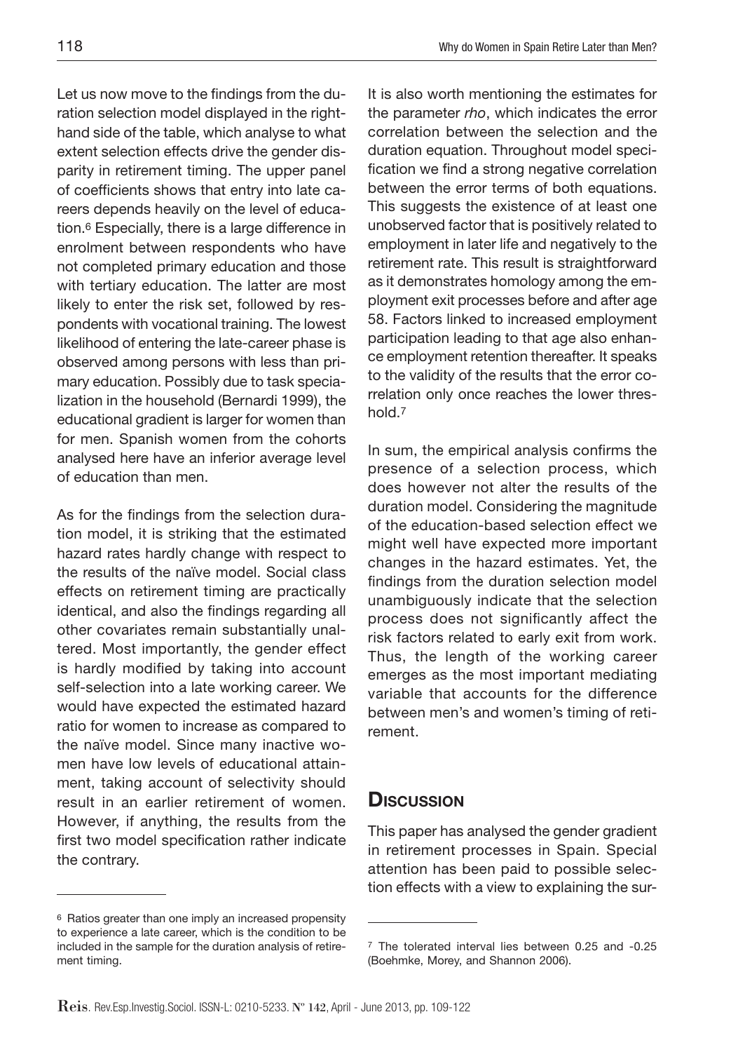Let us now move to the findings from the duration selection model displayed in the right-hand side of the table, which analyse to what extent selection effects drive the gender disparity in retirement timing. The upper panel of coefficients shows that entry into late careers depends heavily on the level of education.[6] Especially, there is a large difference in enrolment between respondents who have not completed primary education and those with tertiary education. The latter are most likely to enter the risk set, followed by respondents with vocational training. The lowest likelihood of entering the late-career phase is observed among persons with less than primary education. Possibly due to task specialization in the household (Bernardi 1999), the educational gradient is larger for women than for men. Spanish women from the cohorts analysed here have an inferior average level of education than men.

As for the findings from the selection duration model, it is striking that the estimated hazard rates hardly change with respect to the results of the naïve model. Social class effects on retirement timing are practically identical, and also the findings regarding all other covariates remain substantially unaltered. Most importantly, the gender effect is hardly modified by taking into account self-selection into a late working career. We would have expected the estimated hazard ratio for women to increase as compared to the naïve model. Since many inactive women have low levels of educational attainment, taking account of selectivity should result in an earlier retirement of women. However, if anything, the results from the first two model specification rather indicate the contrary.

It is also worth mentioning the estimates for the parameter *rho*, which indicates the error correlation between the selection and the duration equation. Throughout model specification we find a strong negative correlation between the error terms of both equations. This suggests the existence of at least one unobserved factor that is positively related to employment in later life and negatively to the retirement rate. This result is straightforward as it demonstrates homology among the employment exit processes before and after age 58. Factors linked to increased employment participation leading to that age also enhance employment retention thereafter. It speaks to the validity of the results that the error correlation only once reaches the lower threshold.[7]

In sum, the empirical analysis confirms the presence of a selection process, which does however not alter the results of the duration model. Considering the magnitude of the education-based selection effect we might well have expected more important changes in the hazard estimates. Yet, the findings from the duration selection model unambiguously indicate that the selection process does not significantly affect the risk factors related to early exit from work. Thus, the length of the working career emerges as the most important mediating variable that accounts for the difference between men's and women's timing of retirement.

## Discussion

This paper has analysed the gender gradient in retirement processes in Spain. Special attention has been paid to possible selection effects with a view to explaining the sur-

[6] Ratios greater than one imply an increased propensity to experience a late career, which is the condition to be included in the sample for the duration analysis of retirement timing.

[7] The tolerated interval lies between 0.25 and -0.25 (Boehmke, Morey, and Shannon 2006).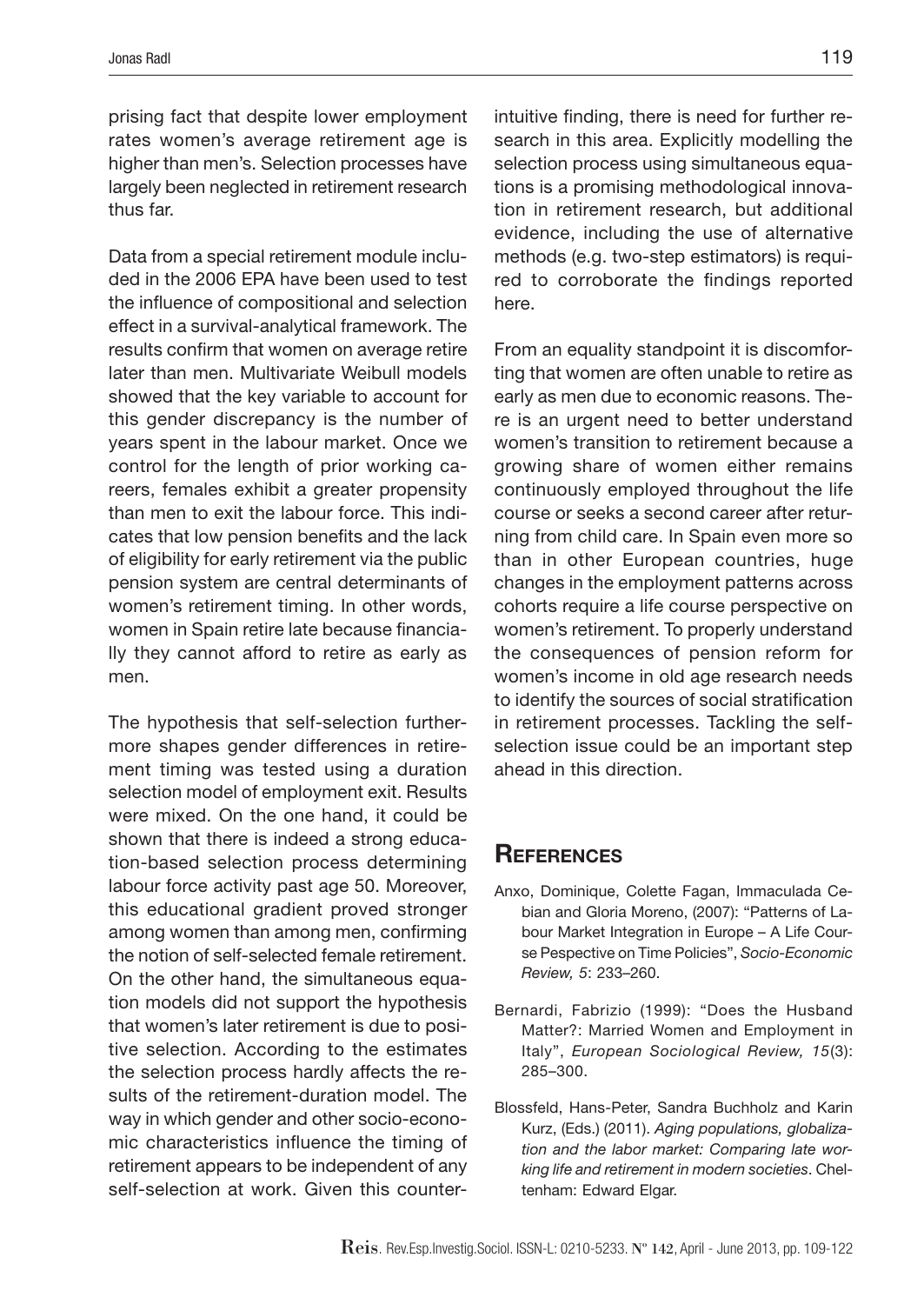prising fact that despite lower employment rates women's average retirement age is higher than men's. Selection processes have largely been neglected in retirement research thus far.

Data from a special retirement module included in the 2006 EPA have been used to test the influence of compositional and selection effect in a survival-analytical framework. The results confirm that women on average retire later than men. Multivariate Weibull models showed that the key variable to account for this gender discrepancy is the number of years spent in the labour market. Once we control for the length of prior working careers, females exhibit a greater propensity than men to exit the labour force. This indicates that low pension benefits and the lack of eligibility for early retirement via the public pension system are central determinants of women's retirement timing. In other words, women in Spain retire late because financially they cannot afford to retire as early as men.

The hypothesis that self-selection furthermore shapes gender differences in retirement timing was tested using a duration selection model of employment exit. Results were mixed. On the one hand, it could be shown that there is indeed a strong education-based selection process determining labour force activity past age 50. Moreover, this educational gradient proved stronger among women than among men, confirming the notion of self-selected female retirement. On the other hand, the simultaneous equation models did not support the hypothesis that women's later retirement is due to positive selection. According to the estimates the selection process hardly affects the results of the retirement-duration model. The way in which gender and other socio-economic characteristics influence the timing of retirement appears to be independent of any self-selection at work. Given this counter-intuitive finding, there is need for further research in this area. Explicitly modelling the selection process using simultaneous equations is a promising methodological innovation in retirement research, but additional evidence, including the use of alternative methods (e.g. two-step estimators) is required to corroborate the findings reported here.

From an equality standpoint it is discomforting that women are often unable to retire as early as men due to economic reasons. There is an urgent need to better understand women's transition to retirement because a growing share of women either remains continuously employed throughout the life course or seeks a second career after returning from child care. In Spain even more so than in other European countries, huge changes in the employment patterns across cohorts require a life course perspective on women's retirement. To properly understand the consequences of pension reform for women's income in old age research needs to identify the sources of social stratification in retirement processes. Tackling the self-selection issue could be an important step ahead in this direction.

## References

Anxo, Dominique, Colette Fagan, Immaculada Cebian and Gloria Moreno, (2007): "Patterns of Labour Market Integration in Europe – A Life Course Pespective on Time Policies", *Socio-Economic Review, 5*: 233–260.

Bernardi, Fabrizio (1999): "Does the Husband Matter?: Married Women and Employment in Italy", *European Sociological Review, 15*(3): 285–300.

Blossfeld, Hans-Peter, Sandra Buchholz and Karin Kurz, (Eds.) (2011). *Aging populations, globalization and the labor market: Comparing late working life and retirement in modern societies*. Cheltenham: Edward Elgar.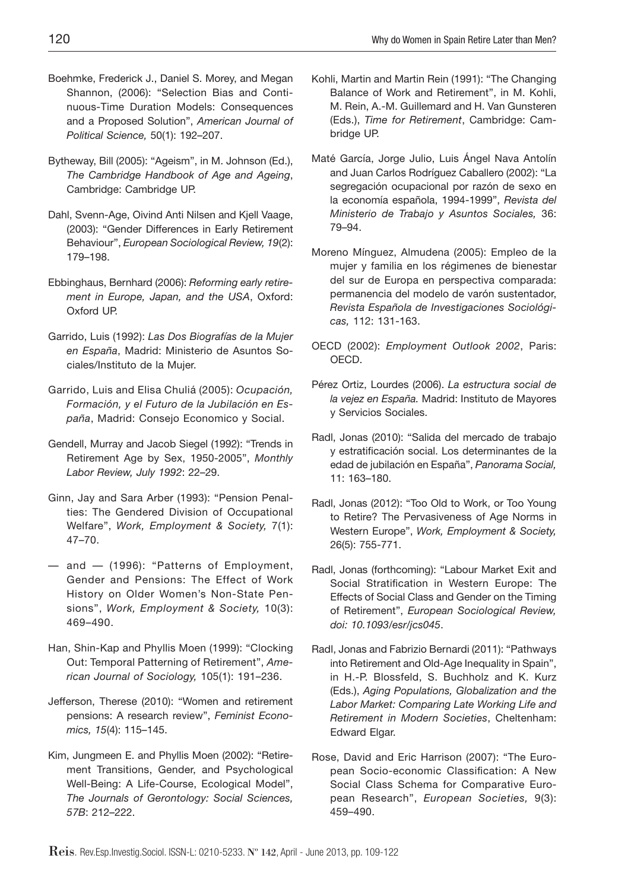Boehmke, Frederick J., Daniel S. Morey, and Megan Shannon, (2006): "Selection Bias and Continuous-Time Duration Models: Consequences and a Proposed Solution", *American Journal of Political Science,* 50(1): 192–207.

Bytheway, Bill (2005): "Ageism", in M. Johnson (Ed.), *The Cambridge Handbook of Age and Ageing*, Cambridge: Cambridge UP.

Dahl, Svenn-Age, Oivind Anti Nilsen and Kjell Vaage, (2003): "Gender Differences in Early Retirement Behaviour", *European Sociological Review, 19*(2): 179–198.

Ebbinghaus, Bernhard (2006): *Reforming early retirement in Europe, Japan, and the USA*, Oxford: Oxford UP.

Garrido, Luis (1992): *Las Dos Biografías de la Mujer en España*, Madrid: Ministerio de Asuntos Sociales/Instituto de la Mujer.

Garrido, Luis and Elisa Chuliá (2005): *Ocupación, Formación, y el Futuro de la Jubilación en España*, Madrid: Consejo Economico y Social.

Gendell, Murray and Jacob Siegel (1992): "Trends in Retirement Age by Sex, 1950-2005", *Monthly Labor Review, July 1992*: 22–29.

Ginn, Jay and Sara Arber (1993): "Pension Penalties: The Gendered Division of Occupational Welfare", *Work, Employment & Society,* 7(1): 47–70.

— and — (1996): "Patterns of Employment, Gender and Pensions: The Effect of Work History on Older Women's Non-State Pensions", *Work, Employment & Society,* 10(3): 469–490.

Han, Shin-Kap and Phyllis Moen (1999): "Clocking Out: Temporal Patterning of Retirement", *American Journal of Sociology,* 105(1): 191–236.

Jefferson, Therese (2010): "Women and retirement pensions: A research review", *Feminist Economics, 15*(4): 115–145.

Kim, Jungmeen E. and Phyllis Moen (2002): "Retirement Transitions, Gender, and Psychological Well-Being: A Life-Course, Ecological Model", *The Journals of Gerontology: Social Sciences, 57B*: 212–222.

Kohli, Martin and Martin Rein (1991): "The Changing Balance of Work and Retirement", in M. Kohli, M. Rein, A.-M. Guillemard and H. Van Gunsteren (Eds.), *Time for Retirement*, Cambridge: Cambridge UP.

Maté García, Jorge Julio, Luis Ángel Nava Antolín and Juan Carlos Rodríguez Caballero (2002): "La segregación ocupacional por razón de sexo en la economía española, 1994-1999", *Revista del Ministerio de Trabajo y Asuntos Sociales,* 36: 79–94.

Moreno Mínguez, Almudena (2005): Empleo de la mujer y familia en los régimenes de bienestar del sur de Europa en perspectiva comparada: permanencia del modelo de varón sustentador, *Revista Española de Investigaciones Sociológicas,* 112: 131-163.

OECD (2002): *Employment Outlook 2002*, Paris: OECD.

Pérez Ortiz, Lourdes (2006). *La estructura social de la vejez en España.* Madrid: Instituto de Mayores y Servicios Sociales.

Radl, Jonas (2010): "Salida del mercado de trabajo y estratificación social. Los determinantes de la edad de jubilación en España", *Panorama Social,* 11: 163–180.

Radl, Jonas (2012): "Too Old to Work, or Too Young to Retire? The Pervasiveness of Age Norms in Western Europe", *Work, Employment & Society,* 26(5): 755-771.

Radl, Jonas (forthcoming): "Labour Market Exit and Social Stratification in Western Europe: The Effects of Social Class and Gender on the Timing of Retirement", *European Sociological Review, doi: 10.1093/esr/jcs045*.

Radl, Jonas and Fabrizio Bernardi (2011): "Pathways into Retirement and Old-Age Inequality in Spain", in H.-P. Blossfeld, S. Buchholz and K. Kurz (Eds.), *Aging Populations, Globalization and the Labor Market: Comparing Late Working Life and Retirement in Modern Societies*, Cheltenham: Edward Elgar.

Rose, David and Eric Harrison (2007): "The European Socio-economic Classification: A New Social Class Schema for Comparative European Research", *European Societies,* 9(3): 459–490.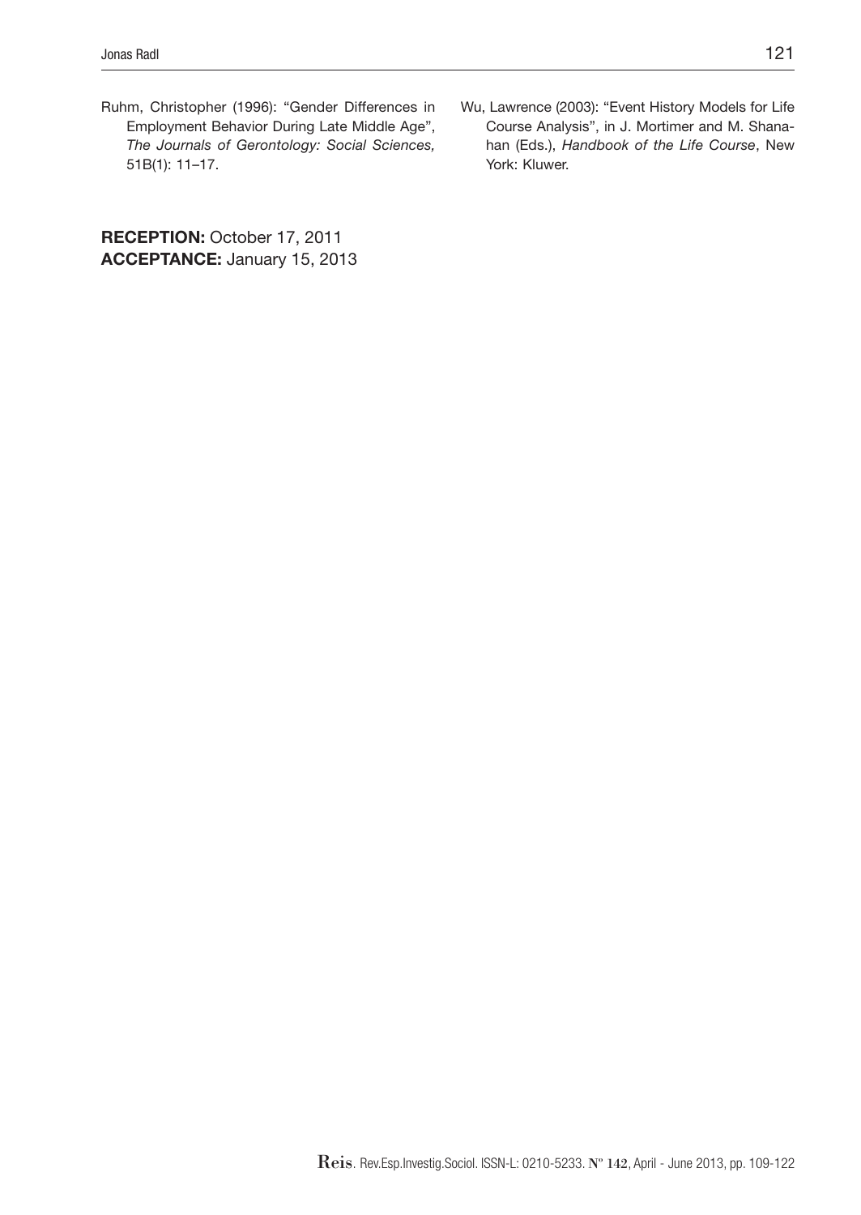Ruhm, Christopher (1996): "Gender Differences in Employment Behavior During Late Middle Age", *The Journals of Gerontology: Social Sciences,* 51B(1): 11–17.

Wu, Lawrence (2003): "Event History Models for Life Course Analysis", in J. Mortimer and M. Shanahan (Eds.), *Handbook of the Life Course*, New York: Kluwer.

**RECEPTION:** October 17, 2011
**ACCEPTANCE:** January 15, 2013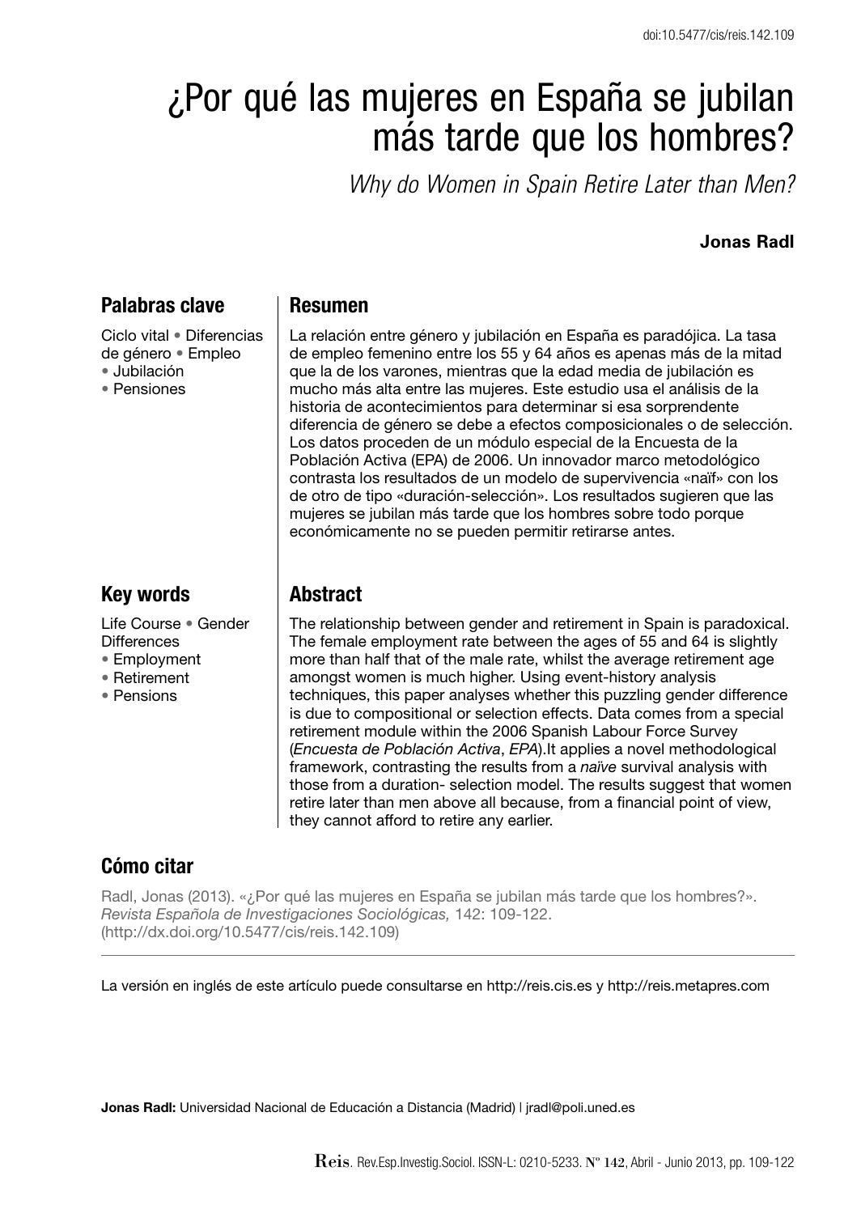# ¿Por qué las mujeres en España se jubilan más tarde que los hombres?

*Why do Women in Spain Retire Later than Men?*

**Jonas Radl**

## Palabras clave

Ciclo vital • Diferencias de género • Empleo • Jubilación • Pensiones

## Resumen

La relación entre género y jubilación en España es paradójica. La tasa de empleo femenino entre los 55 y 64 años es apenas más de la mitad que la de los varones, mientras que la edad media de jubilación es mucho más alta entre las mujeres. Este estudio usa el análisis de la historia de acontecimientos para determinar si esa sorprendente diferencia de género se debe a efectos composicionales o de selección. Los datos proceden de un módulo especial de la Encuesta de la Población Activa (EPA) de 2006. Un innovador marco metodológico contrasta los resultados de un modelo de supervivencia «naïf» con los de otro de tipo «duración-selección». Los resultados sugieren que las mujeres se jubilan más tarde que los hombres sobre todo porque económicamente no se pueden permitir retirarse antes.

## Key words

Life Course • Gender Differences • Employment • Retirement • Pensions

## Abstract

The relationship between gender and retirement in Spain is paradoxical. The female employment rate between the ages of 55 and 64 is slightly more than half that of the male rate, whilst the average retirement age amongst women is much higher. Using event-history analysis techniques, this paper analyses whether this puzzling gender difference is due to compositional or selection effects. Data comes from a special retirement module within the 2006 Spanish Labour Force Survey (*Encuesta de Población Activa*, *EPA*).It applies a novel methodological framework, contrasting the results from a *naïve* survival analysis with those from a duration- selection model. The results suggest that women retire later than men above all because, from a financial point of view, they cannot afford to retire any earlier.

## Cómo citar

Radl, Jonas (2013). «¿Por qué las mujeres en España se jubilan más tarde que los hombres?». *Revista Española de Investigaciones Sociológicas,* 142: 109-122. (http://dx.doi.org/10.5477/cis/reis.142.109)

La versión en inglés de este artículo puede consultarse en http://reis.cis.es y http://reis.metapres.com

**Jonas Radl:** Universidad Nacional de Educación a Distancia (Madrid) | jradl@poli.uned.es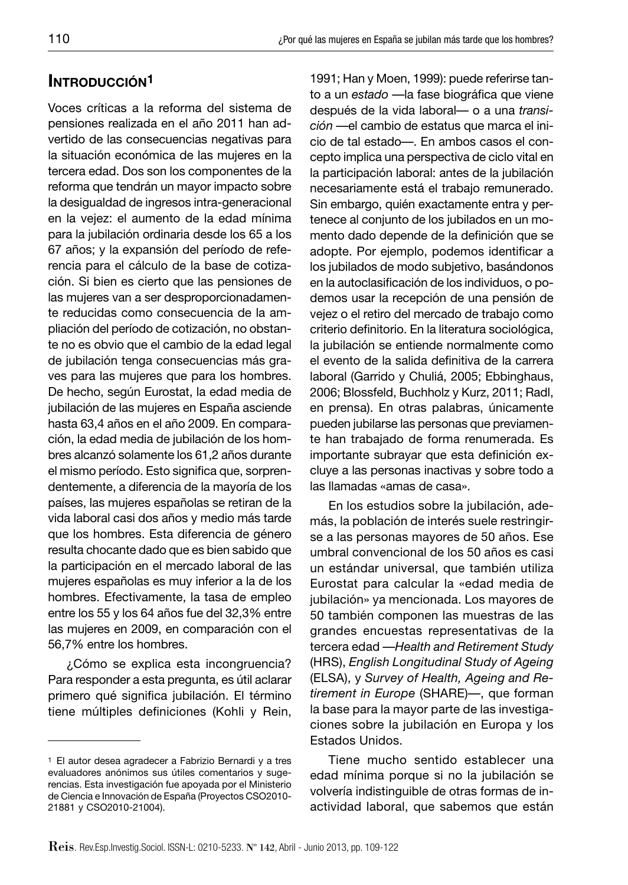## Introducción[1]

Voces críticas a la reforma del sistema de pensiones realizada en el año 2011 han advertido de las consecuencias negativas para la situación económica de las mujeres en la tercera edad. Dos son los componentes de la reforma que tendrán un mayor impacto sobre la desigualdad de ingresos intra-generacional en la vejez: el aumento de la edad mínima para la jubilación ordinaria desde los 65 a los 67 años; y la expansión del período de referencia para el cálculo de la base de cotización. Si bien es cierto que las pensiones de las mujeres van a ser desproporcionadamente reducidas como consecuencia de la ampliación del período de cotización, no obstante no es obvio que el cambio de la edad legal de jubilación tenga consecuencias más graves para las mujeres que para los hombres. De hecho, según Eurostat, la edad media de jubilación de las mujeres en España asciende hasta 63,4 años en el año 2009. En comparación, la edad media de jubilación de los hombres alcanzó solamente los 61,2 años durante el mismo período. Esto significa que, sorprendentemente, a diferencia de la mayoría de los países, las mujeres españolas se retiran de la vida laboral casi dos años y medio más tarde que los hombres. Esta diferencia de género resulta chocante dado que es bien sabido que la participación en el mercado laboral de las mujeres españolas es muy inferior a la de los hombres. Efectivamente, la tasa de empleo entre los 55 y los 64 años fue del 32,3% entre las mujeres en 2009, en comparación con el 56,7% entre los hombres.

¿Cómo se explica esta incongruencia? Para responder a esta pregunta, es útil aclarar primero qué significa jubilación. El término tiene múltiples definiciones (Kohli y Rein, 1991; Han y Moen, 1999): puede referirse tanto a un *estado* —la fase biográfica que viene después de la vida laboral— o a una *transición* —el cambio de estatus que marca el inicio de tal estado—. En ambos casos el concepto implica una perspectiva de ciclo vital en la participación laboral: antes de la jubilación necesariamente está el trabajo remunerado. Sin embargo, quién exactamente entra y pertenece al conjunto de los jubilados en un momento dado depende de la definición que se adopte. Por ejemplo, podemos identificar a los jubilados de modo subjetivo, basándonos en la autoclasificación de los individuos, o podemos usar la recepción de una pensión de vejez o el retiro del mercado de trabajo como criterio definitorio. En la literatura sociológica, la jubilación se entiende normalmente como el evento de la salida definitiva de la carrera laboral (Garrido y Chuliá, 2005; Ebbinghaus, 2006; Blossfeld, Buchholz y Kurz, 2011; Radl, en prensa). En otras palabras, únicamente pueden jubilarse las personas que previamente han trabajado de forma renumerada. Es importante subrayar que esta definición excluye a las personas inactivas y sobre todo a las llamadas «amas de casa».

En los estudios sobre la jubilación, además, la población de interés suele restringirse a las personas mayores de 50 años. Ese umbral convencional de los 50 años es casi un estándar universal, que también utiliza Eurostat para calcular la «edad media de jubilación» ya mencionada. Los mayores de 50 también componen las muestras de las grandes encuestas representativas de la tercera edad —*Health and Retirement Study* (HRS), *English Longitudinal Study of Ageing* (ELSA), y *Survey of Health, Ageing and Retirement in Europe* (SHARE)—, que forman la base para la mayor parte de las investigaciones sobre la jubilación en Europa y los Estados Unidos.

Tiene mucho sentido establecer una edad mínima porque si no la jubilación se volvería indistinguible de otras formas de inactividad laboral, que sabemos que están

---

[1] El autor desea agradecer a Fabrizio Bernardi y a tres evaluadores anónimos sus útiles comentarios y sugerencias. Esta investigación fue apoyada por el Ministerio de Ciencia e Innovación de España (Proyectos CSO2010-21881 y CSO2010-21004).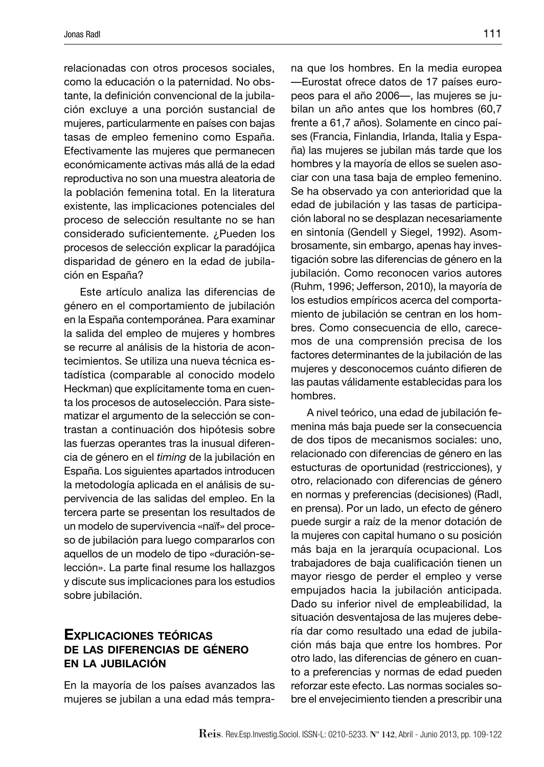relacionadas con otros procesos sociales, como la educación o la paternidad. No obstante, la definición convencional de la jubilación excluye a una porción sustancial de mujeres, particularmente en países con bajas tasas de empleo femenino como España. Efectivamente las mujeres que permanecen económicamente activas más allá de la edad reproductiva no son una muestra aleatoria de la población femenina total. En la literatura existente, las implicaciones potenciales del proceso de selección resultante no se han considerado suficientemente. ¿Pueden los procesos de selección explicar la paradójica disparidad de género en la edad de jubilación en España?

Este artículo analiza las diferencias de género en el comportamiento de jubilación en la España contemporánea. Para examinar la salida del empleo de mujeres y hombres se recurre al análisis de la historia de acontecimientos. Se utiliza una nueva técnica estadística (comparable al conocido modelo Heckman) que explícitamente toma en cuenta los procesos de autoselección. Para sistematizar el argumento de la selección se contrastan a continuación dos hipótesis sobre las fuerzas operantes tras la inusual diferencia de género en el *timing* de la jubilación en España. Los siguientes apartados introducen la metodología aplicada en el análisis de supervivencia de las salidas del empleo. En la tercera parte se presentan los resultados de un modelo de supervivencia «naïf» del proceso de jubilación para luego compararlos con aquellos de un modelo de tipo «duración-selección». La parte final resume los hallazgos y discute sus implicaciones para los estudios sobre jubilación.

## Explicaciones teóricas de las diferencias de género en la jubilación

En la mayoría de los países avanzados las mujeres se jubilan a una edad más temprana que los hombres. En la media europea —Eurostat ofrece datos de 17 países europeos para el año 2006—, las mujeres se jubilan un año antes que los hombres (60,7 frente a 61,7 años). Solamente en cinco países (Francia, Finlandia, Irlanda, Italia y España) las mujeres se jubilan más tarde que los hombres y la mayoría de ellos se suelen asociar con una tasa baja de empleo femenino. Se ha observado ya con anterioridad que la edad de jubilación y las tasas de participación laboral no se desplazan necesariamente en sintonía (Gendell y Siegel, 1992). Asombrosamente, sin embargo, apenas hay investigación sobre las diferencias de género en la jubilación. Como reconocen varios autores (Ruhm, 1996; Jefferson, 2010), la mayoría de los estudios empíricos acerca del comportamiento de jubilación se centran en los hombres. Como consecuencia de ello, carecemos de una comprensión precisa de los factores determinantes de la jubilación de las mujeres y desconocemos cuánto difieren de las pautas válidamente establecidas para los hombres.

A nivel teórico, una edad de jubilación femenina más baja puede ser la consecuencia de dos tipos de mecanismos sociales: uno, relacionado con diferencias de género en las estucturas de oportunidad (restricciones), y otro, relacionado con diferencias de género en normas y preferencias (decisiones) (Radl, en prensa). Por un lado, un efecto de género puede surgir a raíz de la menor dotación de la mujeres con capital humano o su posición más baja en la jerarquía ocupacional. Los trabajadores de baja cualificación tienen un mayor riesgo de perder el empleo y verse empujados hacia la jubilación anticipada. Dado su inferior nivel de empleabilidad, la situación desventajosa de las mujeres debería dar como resultado una edad de jubilación más baja que entre los hombres. Por otro lado, las diferencias de género en cuanto a preferencias y normas de edad pueden reforzar este efecto. Las normas sociales sobre el envejecimiento tienden a prescribir una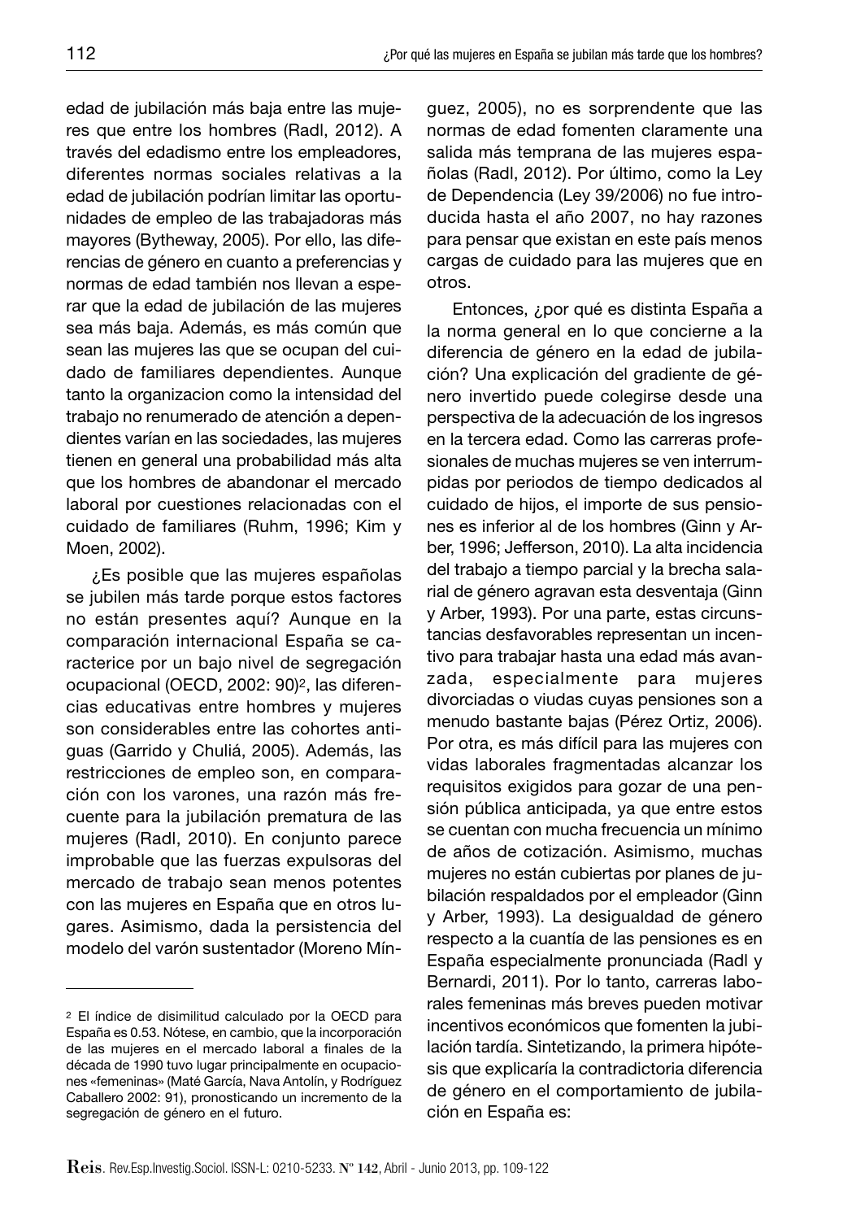edad de jubilación más baja entre las mujeres que entre los hombres (Radl, 2012). A través del edadismo entre los empleadores, diferentes normas sociales relativas a la edad de jubilación podrían limitar las oportunidades de empleo de las trabajadoras más mayores (Bytheway, 2005). Por ello, las diferencias de género en cuanto a preferencias y normas de edad también nos llevan a esperar que la edad de jubilación de las mujeres sea más baja. Además, es más común que sean las mujeres las que se ocupan del cuidado de familiares dependientes. Aunque tanto la organizacion como la intensidad del trabajo no renumerado de atención a dependientes varían en las sociedades, las mujeres tienen en general una probabilidad más alta que los hombres de abandonar el mercado laboral por cuestiones relacionadas con el cuidado de familiares (Ruhm, 1996; Kim y Moen, 2002).

¿Es posible que las mujeres españolas se jubilen más tarde porque estos factores no están presentes aquí? Aunque en la comparación internacional España se caracterice por un bajo nivel de segregación ocupacional (OECD, 2002: 90)[2], las diferencias educativas entre hombres y mujeres son considerables entre las cohortes antiguas (Garrido y Chuliá, 2005). Además, las restricciones de empleo son, en comparación con los varones, una razón más frecuente para la jubilación prematura de las mujeres (Radl, 2010). En conjunto parece improbable que las fuerzas expulsoras del mercado de trabajo sean menos potentes con las mujeres en España que en otros lugares. Asimismo, dada la persistencia del modelo del varón sustentador (Moreno Mínguez, 2005), no es sorprendente que las normas de edad fomenten claramente una salida más temprana de las mujeres españolas (Radl, 2012). Por último, como la Ley de Dependencia (Ley 39/2006) no fue introducida hasta el año 2007, no hay razones para pensar que existan en este país menos cargas de cuidado para las mujeres que en otros.

Entonces, ¿por qué es distinta España a la norma general en lo que concierne a la diferencia de género en la edad de jubilación? Una explicación del gradiente de género invertido puede colegirse desde una perspectiva de la adecuación de los ingresos en la tercera edad. Como las carreras profesionales de muchas mujeres se ven interrumpidas por periodos de tiempo dedicados al cuidado de hijos, el importe de sus pensiones es inferior al de los hombres (Ginn y Arber, 1996; Jefferson, 2010). La alta incidencia del trabajo a tiempo parcial y la brecha salarial de género agravan esta desventaja (Ginn y Arber, 1993). Por una parte, estas circunstancias desfavorables representan un incentivo para trabajar hasta una edad más avanzada, especialmente para mujeres divorciadas o viudas cuyas pensiones son a menudo bastante bajas (Pérez Ortiz, 2006). Por otra, es más difícil para las mujeres con vidas laborales fragmentadas alcanzar los requisitos exigidos para gozar de una pensión pública anticipada, ya que entre estos se cuentan con mucha frecuencia un mínimo de años de cotización. Asimismo, muchas mujeres no están cubiertas por planes de jubilación respaldados por el empleador (Ginn y Arber, 1993). La desigualdad de género respecto a la cuantía de las pensiones es en España especialmente pronunciada (Radl y Bernardi, 2011). Por lo tanto, carreras laborales femeninas más breves pueden motivar incentivos económicos que fomenten la jubilación tardía. Sintetizando, la primera hipótesis que explicaría la contradictoria diferencia de género en el comportamiento de jubilación en España es:

---

[2] El índice de disimilitud calculado por la OECD para España es 0.53. Nótese, en cambio, que la incorporación de las mujeres en el mercado laboral a finales de la década de 1990 tuvo lugar principalmente en ocupaciones «femeninas» (Maté García, Nava Antolín, y Rodríguez Caballero 2002: 91), pronosticando un incremento de la segregación de género en el futuro.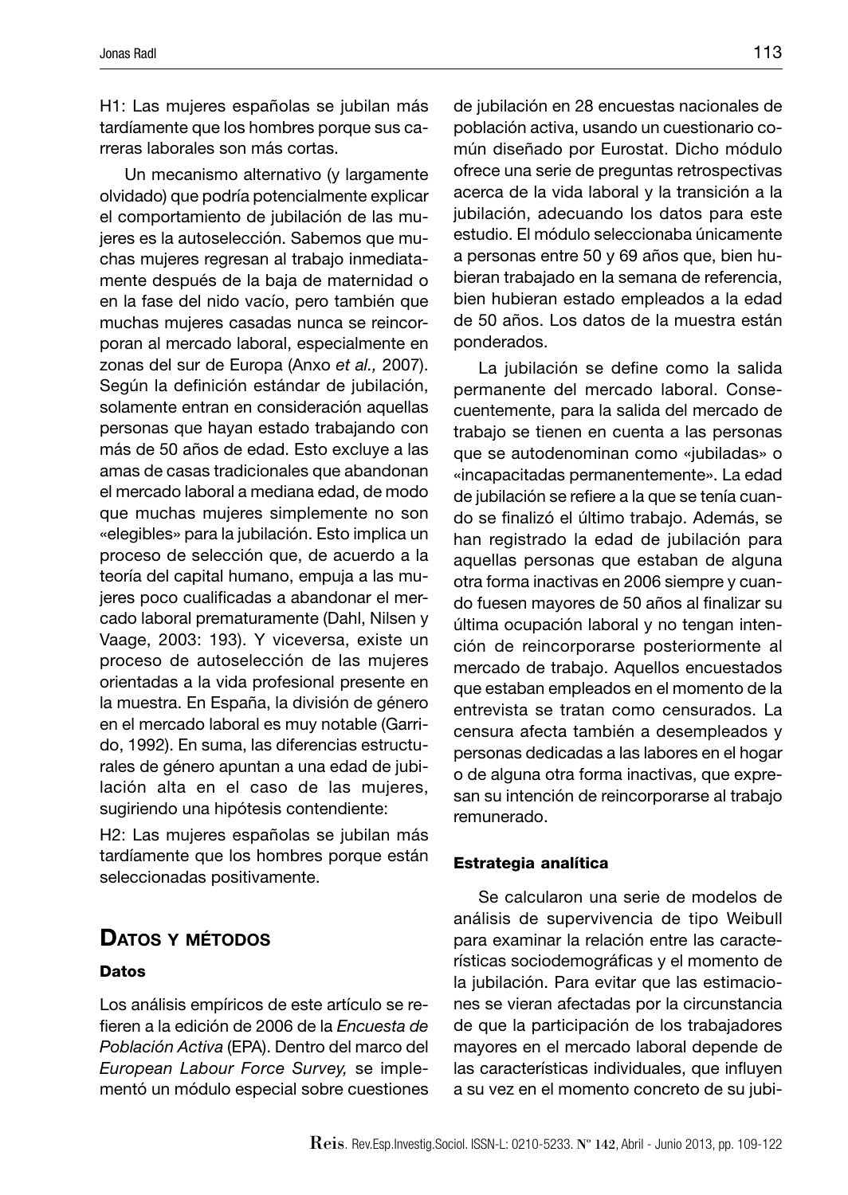H1: Las mujeres españolas se jubilan más tardíamente que los hombres porque sus carreras laborales son más cortas.

Un mecanismo alternativo (y largamente olvidado) que podría potencialmente explicar el comportamiento de jubilación de las mujeres es la autoselección. Sabemos que muchas mujeres regresan al trabajo inmediatamente después de la baja de maternidad o en la fase del nido vacío, pero también que muchas mujeres casadas nunca se reincorporan al mercado laboral, especialmente en zonas del sur de Europa (Anxo *et al.,* 2007). Según la definición estándar de jubilación, solamente entran en consideración aquellas personas que hayan estado trabajando con más de 50 años de edad. Esto excluye a las amas de casas tradicionales que abandonan el mercado laboral a mediana edad, de modo que muchas mujeres simplemente no son «elegibles» para la jubilación. Esto implica un proceso de selección que, de acuerdo a la teoría del capital humano, empuja a las mujeres poco cualificadas a abandonar el mercado laboral prematuramente (Dahl, Nilsen y Vaage, 2003: 193). Y viceversa, existe un proceso de autoselección de las mujeres orientadas a la vida profesional presente en la muestra. En España, la división de género en el mercado laboral es muy notable (Garrido, 1992). En suma, las diferencias estructurales de género apuntan a una edad de jubilación alta en el caso de las mujeres, sugiriendo una hipótesis contendiente:

H2: Las mujeres españolas se jubilan más tardíamente que los hombres porque están seleccionadas positivamente.

## Datos y métodos

### Datos

Los análisis empíricos de este artículo se refieren a la edición de 2006 de la *Encuesta de Población Activa* (EPA). Dentro del marco del *European Labour Force Survey,* se implementó un módulo especial sobre cuestiones de jubilación en 28 encuestas nacionales de población activa, usando un cuestionario común diseñado por Eurostat. Dicho módulo ofrece una serie de preguntas retrospectivas acerca de la vida laboral y la transición a la jubilación, adecuando los datos para este estudio. El módulo seleccionaba únicamente a personas entre 50 y 69 años que, bien hubieran trabajado en la semana de referencia, bien hubieran estado empleados a la edad de 50 años. Los datos de la muestra están ponderados.

La jubilación se define como la salida permanente del mercado laboral. Consecuentemente, para la salida del mercado de trabajo se tienen en cuenta a las personas que se autodenominan como «jubiladas» o «incapacitadas permanentemente». La edad de jubilación se refiere a la que se tenía cuando se finalizó el último trabajo. Además, se han registrado la edad de jubilación para aquellas personas que estaban de alguna otra forma inactivas en 2006 siempre y cuando fuesen mayores de 50 años al finalizar su última ocupación laboral y no tengan intención de reincorporarse posteriormente al mercado de trabajo. Aquellos encuestados que estaban empleados en el momento de la entrevista se tratan como censurados. La censura afecta también a desempleados y personas dedicadas a las labores en el hogar o de alguna otra forma inactivas, que expresan su intención de reincorporarse al trabajo remunerado.

### Estrategia analítica

Se calcularon una serie de modelos de análisis de supervivencia de tipo Weibull para examinar la relación entre las características sociodemográficas y el momento de la jubilación. Para evitar que las estimaciones se vieran afectadas por la circunstancia de que la participación de los trabajadores mayores en el mercado laboral depende de las características individuales, que influyen a su vez en el momento concreto de su jubi-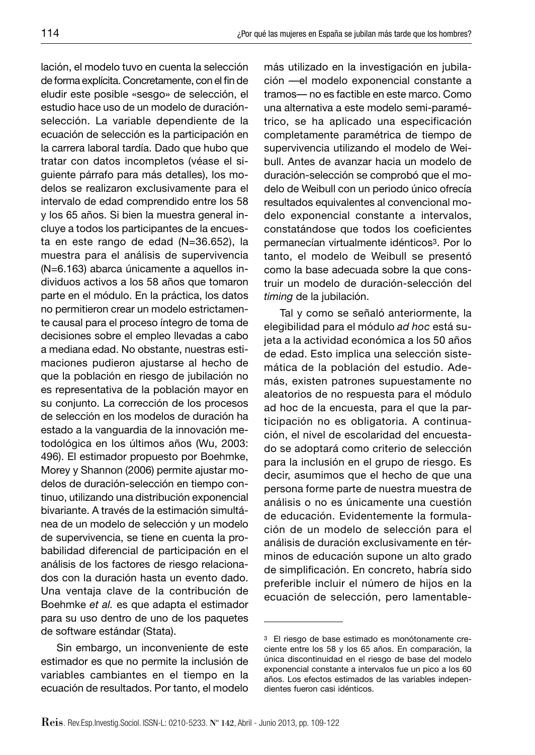lación, el modelo tuvo en cuenta la selección de forma explícita. Concretamente, con el fin de eludir este posible «sesgo» de selección, el estudio hace uso de un modelo de duración-selección. La variable dependiente de la ecuación de selección es la participación en la carrera laboral tardía. Dado que hubo que tratar con datos incompletos (véase el siguiente párrafo para más detalles), los modelos se realizaron exclusivamente para el intervalo de edad comprendido entre los 58 y los 65 años. Si bien la muestra general incluye a todos los participantes de la encuesta en este rango de edad (N=36.652), la muestra para el análisis de supervivencia (N=6.163) abarca únicamente a aquellos individuos activos a los 58 años que tomaron parte en el módulo. En la práctica, los datos no permitieron crear un modelo estrictamente causal para el proceso íntegro de toma de decisiones sobre el empleo llevadas a cabo a mediana edad. No obstante, nuestras estimaciones pudieron ajustarse al hecho de que la población en riesgo de jubilación no es representativa de la población mayor en su conjunto. La corrección de los procesos de selección en los modelos de duración ha estado a la vanguardia de la innovación metodológica en los últimos años (Wu, 2003: 496). El estimador propuesto por Boehmke, Morey y Shannon (2006) permite ajustar modelos de duración-selección en tiempo continuo, utilizando una distribución exponencial bivariante. A través de la estimación simultánea de un modelo de selección y un modelo de supervivencia, se tiene en cuenta la probabilidad diferencial de participación en el análisis de los factores de riesgo relacionados con la duración hasta un evento dado. Una ventaja clave de la contribución de Boehmke *et al.* es que adapta el estimador para su uso dentro de uno de los paquetes de software estándar (Stata).

Sin embargo, un inconveniente de este estimador es que no permite la inclusión de variables cambiantes en el tiempo en la ecuación de resultados. Por tanto, el modelo más utilizado en la investigación en jubilación —el modelo exponencial constante a tramos— no es factible en este marco. Como una alternativa a este modelo semi-paramétrico, se ha aplicado una especificación completamente paramétrica de tiempo de supervivencia utilizando el modelo de Weibull. Antes de avanzar hacia un modelo de duración-selección se comprobó que el modelo de Weibull con un periodo único ofrecía resultados equivalentes al convencional modelo exponencial constante a intervalos, constatándose que todos los coeficientes permanecían virtualmente idénticos[3]. Por lo tanto, el modelo de Weibull se presentó como la base adecuada sobre la que construir un modelo de duración-selección del *timing* de la jubilación.

Tal y como se señaló anteriormente, la elegibilidad para el módulo *ad hoc* está sujeta a la actividad económica a los 50 años de edad. Esto implica una selección sistemática de la población del estudio. Además, existen patrones supuestamente no aleatorios de no respuesta para el módulo ad hoc de la encuesta, para el que la participación no es obligatoria. A continuación, el nivel de escolaridad del encuestado se adoptará como criterio de selección para la inclusión en el grupo de riesgo. Es decir, asumimos que el hecho de que una persona forme parte de nuestra muestra de análisis o no es únicamente una cuestión de educación. Evidentemente la formulación de un modelo de selección para el análisis de duración exclusivamente en términos de educación supone un alto grado de simplificación. En concreto, habría sido preferible incluir el número de hijos en la ecuación de selección, pero lamentable-

[3] El riesgo de base estimado es monótonamente creciente entre los 58 y los 65 años. En comparación, la única discontinuidad en el riesgo de base del modelo exponencial constante a intervalos fue un pico a los 60 años. Los efectos estimados de las variables independientes fueron casi idénticos.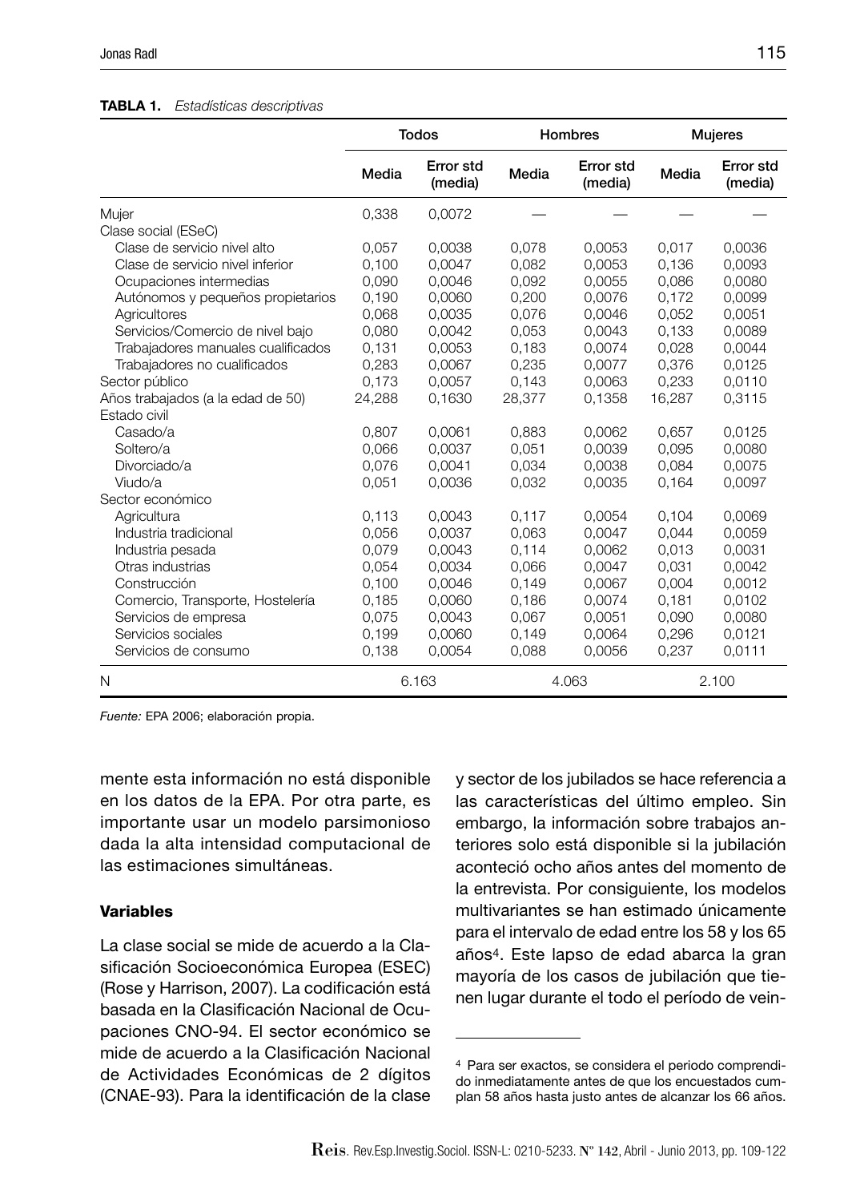**TABLA 1.** *Estadísticas descriptivas*

| | Todos | | Hombres | | Mujeres | |
|---|---|---|---|---|---|---|
| | Media | Error std (media) | Media | Error std (media) | Media | Error std (media) |
| Mujer | 0,338 | 0,0072 | — | — | — | — |
| Clase social (ESeC) | | | | | | |
| Clase de servicio nivel alto | 0,057 | 0,0038 | 0,078 | 0,0053 | 0,017 | 0,0036 |
| Clase de servicio nivel inferior | 0,100 | 0,0047 | 0,082 | 0,0053 | 0,136 | 0,0093 |
| Ocupaciones intermedias | 0,090 | 0,0046 | 0,092 | 0,0055 | 0,086 | 0,0080 |
| Autónomos y pequeños propietarios | 0,190 | 0,0060 | 0,200 | 0,0076 | 0,172 | 0,0099 |
| Agricultores | 0,068 | 0,0035 | 0,076 | 0,0046 | 0,052 | 0,0051 |
| Servicios/Comercio de nivel bajo | 0,080 | 0,0042 | 0,053 | 0,0043 | 0,133 | 0,0089 |
| Trabajadores manuales cualificados | 0,131 | 0,0053 | 0,183 | 0,0074 | 0,028 | 0,0044 |
| Trabajadores no cualificados | 0,283 | 0,0067 | 0,235 | 0,0077 | 0,376 | 0,0125 |
| Sector público | 0,173 | 0,0057 | 0,143 | 0,0063 | 0,233 | 0,0110 |
| Años trabajados (a la edad de 50) | 24,288 | 0,1630 | 28,377 | 0,1358 | 16,287 | 0,3115 |
| Estado civil | | | | | | |
| Casado/a | 0,807 | 0,0061 | 0,883 | 0,0062 | 0,657 | 0,0125 |
| Soltero/a | 0,066 | 0,0037 | 0,051 | 0,0039 | 0,095 | 0,0080 |
| Divorciado/a | 0,076 | 0,0041 | 0,034 | 0,0038 | 0,084 | 0,0075 |
| Viudo/a | 0,051 | 0,0036 | 0,032 | 0,0035 | 0,164 | 0,0097 |
| Sector económico | | | | | | |
| Agricultura | 0,113 | 0,0043 | 0,117 | 0,0054 | 0,104 | 0,0069 |
| Industria tradicional | 0,056 | 0,0037 | 0,063 | 0,0047 | 0,044 | 0,0059 |
| Industria pesada | 0,079 | 0,0043 | 0,114 | 0,0062 | 0,013 | 0,0031 |
| Otras industrias | 0,054 | 0,0034 | 0,066 | 0,0047 | 0,031 | 0,0042 |
| Construcción | 0,100 | 0,0046 | 0,149 | 0,0067 | 0,004 | 0,0012 |
| Comercio, Transporte, Hostelería | 0,185 | 0,0060 | 0,186 | 0,0074 | 0,181 | 0,0102 |
| Servicios de empresa | 0,075 | 0,0043 | 0,067 | 0,0051 | 0,090 | 0,0080 |
| Servicios sociales | 0,199 | 0,0060 | 0,149 | 0,0064 | 0,296 | 0,0121 |
| Servicios de consumo | 0,138 | 0,0054 | 0,088 | 0,0056 | 0,237 | 0,0111 |
| N | 6.163 | | 4.063 | | 2.100 | |

*Fuente:* EPA 2006; elaboración propia.

mente esta información no está disponible en los datos de la EPA. Por otra parte, es importante usar un modelo parsimonioso dada la alta intensidad computacional de las estimaciones simultáneas.

### Variables

La clase social se mide de acuerdo a la Clasificación Socioeconómica Europea (ESEC) (Rose y Harrison, 2007). La codificación está basada en la Clasificación Nacional de Ocupaciones CNO-94. El sector económico se mide de acuerdo a la Clasificación Nacional de Actividades Económicas de 2 dígitos (CNAE-93). Para la identificación de la clase y sector de los jubilados se hace referencia a las características del último empleo. Sin embargo, la información sobre trabajos anteriores solo está disponible si la jubilación aconteció ocho años antes del momento de la entrevista. Por consiguiente, los modelos multivariantes se han estimado únicamente para el intervalo de edad entre los 58 y los 65 años[4]. Este lapso de edad abarca la gran mayoría de los casos de jubilación que tienen lugar durante el todo el período de vein-

[4] Para ser exactos, se considera el periodo comprendido inmediatamente antes de que los encuestados cumplan 58 años hasta justo antes de alcanzar los 66 años.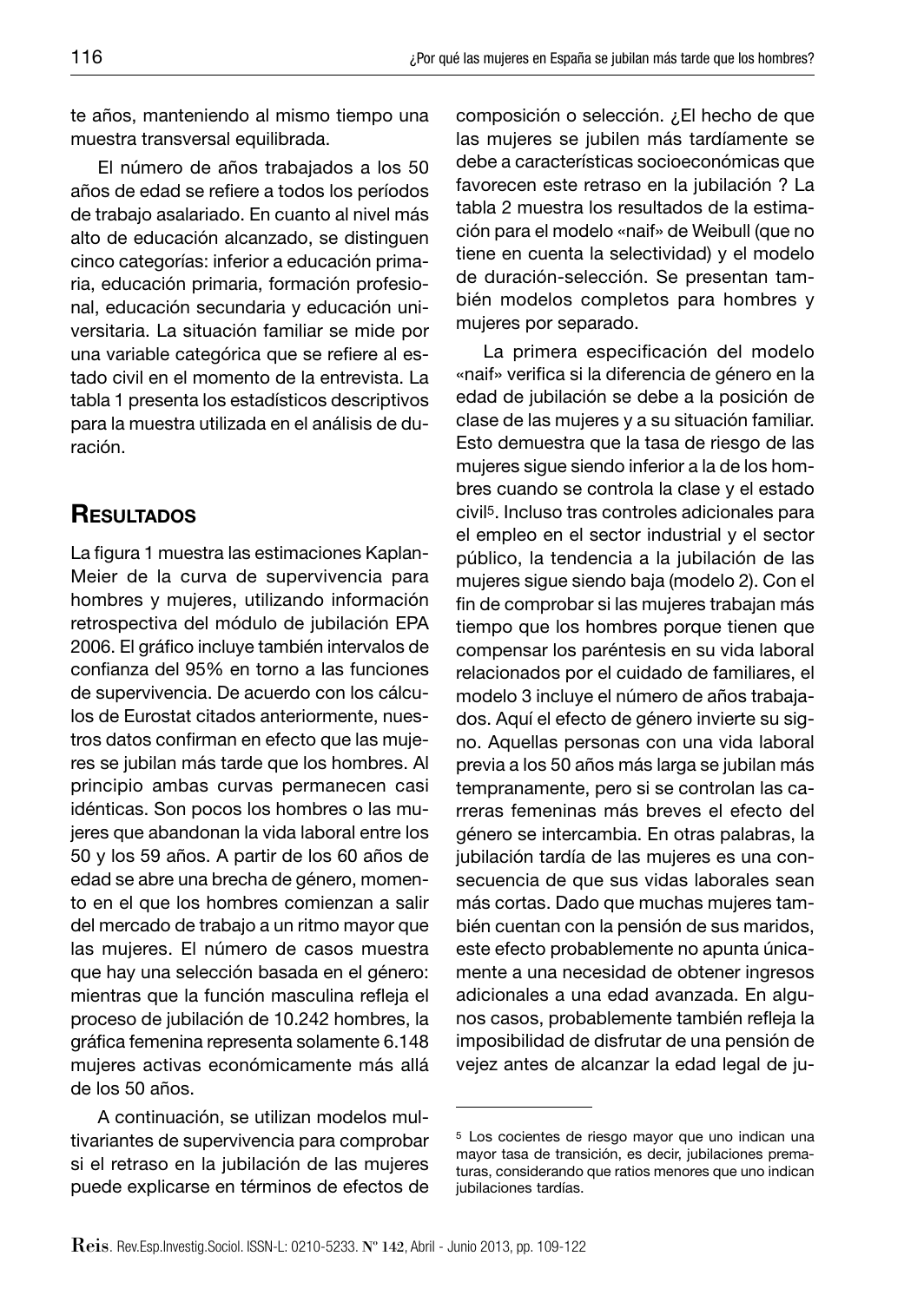te años, manteniendo al mismo tiempo una muestra transversal equilibrada.

El número de años trabajados a los 50 años de edad se refiere a todos los períodos de trabajo asalariado. En cuanto al nivel más alto de educación alcanzado, se distinguen cinco categorías: inferior a educación primaria, educación primaria, formación profesional, educación secundaria y educación universitaria. La situación familiar se mide por una variable categórica que se refiere al estado civil en el momento de la entrevista. La tabla 1 presenta los estadísticos descriptivos para la muestra utilizada en el análisis de duración.

## Resultados

La figura 1 muestra las estimaciones Kaplan-Meier de la curva de supervivencia para hombres y mujeres, utilizando información retrospectiva del módulo de jubilación EPA 2006. El gráfico incluye también intervalos de confianza del 95% en torno a las funciones de supervivencia. De acuerdo con los cálculos de Eurostat citados anteriormente, nuestros datos confirman en efecto que las mujeres se jubilan más tarde que los hombres. Al principio ambas curvas permanecen casi idénticas. Son pocos los hombres o las mujeres que abandonan la vida laboral entre los 50 y los 59 años. A partir de los 60 años de edad se abre una brecha de género, momento en el que los hombres comienzan a salir del mercado de trabajo a un ritmo mayor que las mujeres. El número de casos muestra que hay una selección basada en el género: mientras que la función masculina refleja el proceso de jubilación de 10.242 hombres, la gráfica femenina representa solamente 6.148 mujeres activas económicamente más allá de los 50 años.

A continuación, se utilizan modelos multivariantes de supervivencia para comprobar si el retraso en la jubilación de las mujeres puede explicarse en términos de efectos de composición o selección. ¿El hecho de que las mujeres se jubilen más tardíamente se debe a características socioeconómicas que favorecen este retraso en la jubilación ? La tabla 2 muestra los resultados de la estimación para el modelo «naif» de Weibull (que no tiene en cuenta la selectividad) y el modelo de duración-selección. Se presentan también modelos completos para hombres y mujeres por separado.

La primera especificación del modelo «naif» verifica si la diferencia de género en la edad de jubilación se debe a la posición de clase de las mujeres y a su situación familiar. Esto demuestra que la tasa de riesgo de las mujeres sigue siendo inferior a la de los hombres cuando se controla la clase y el estado civil[5]. Incluso tras controles adicionales para el empleo en el sector industrial y el sector público, la tendencia a la jubilación de las mujeres sigue siendo baja (modelo 2). Con el fin de comprobar si las mujeres trabajan más tiempo que los hombres porque tienen que compensar los paréntesis en su vida laboral relacionados por el cuidado de familiares, el modelo 3 incluye el número de años trabajados. Aquí el efecto de género invierte su signo. Aquellas personas con una vida laboral previa a los 50 años más larga se jubilan más tempranamente, pero si se controlan las carreras femeninas más breves el efecto del género se intercambia. En otras palabras, la jubilación tardía de las mujeres es una consecuencia de que sus vidas laborales sean más cortas. Dado que muchas mujeres también cuentan con la pensión de sus maridos, este efecto probablemente no apunta únicamente a una necesidad de obtener ingresos adicionales a una edad avanzada. En algunos casos, probablemente también refleja la imposibilidad de disfrutar de una pensión de vejez antes de alcanzar la edad legal de ju-

---

[5] Los cocientes de riesgo mayor que uno indican una mayor tasa de transición, es decir, jubilaciones prematuras, considerando que ratios menores que uno indican jubilaciones tardías.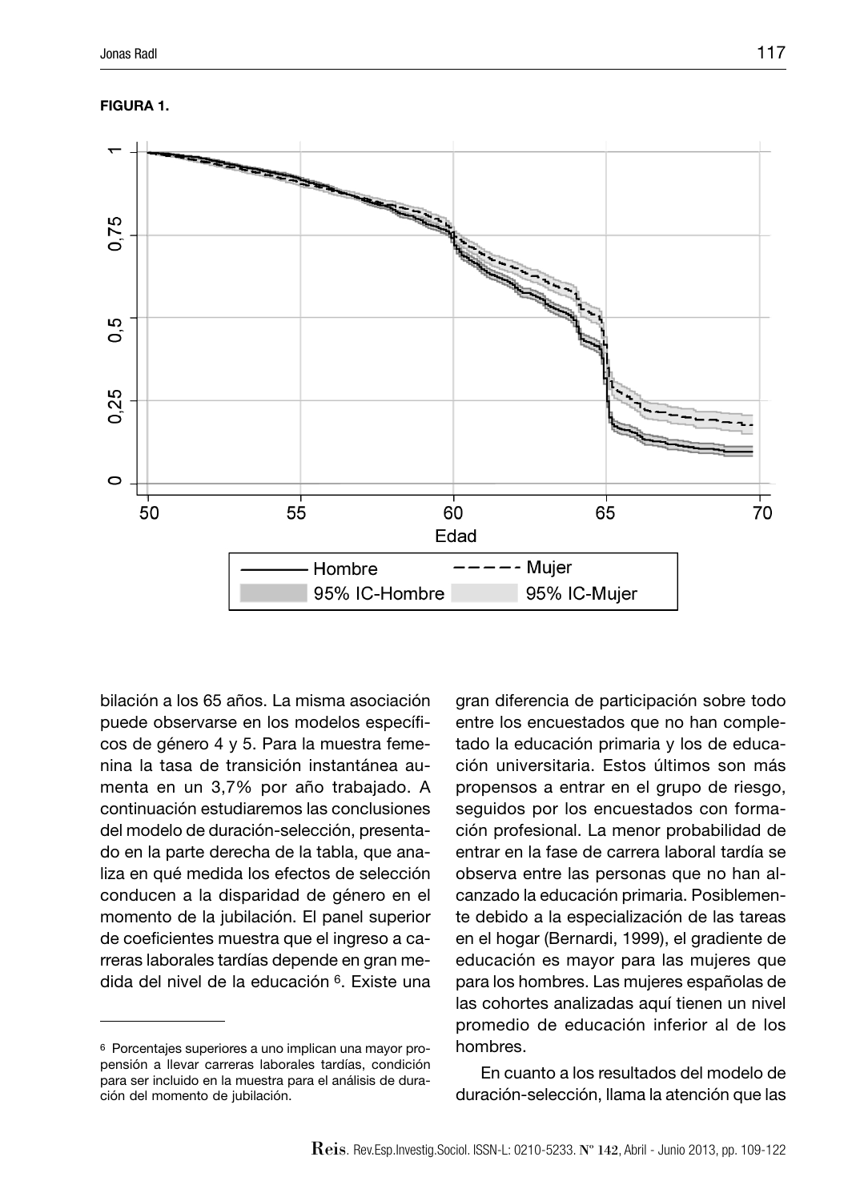**FIGURA 1.**

bilación a los 65 años. La misma asociación puede observarse en los modelos específicos de género 4 y 5. Para la muestra femenina la tasa de transición instantánea aumenta en un 3,7% por año trabajado. A continuación estudiaremos las conclusiones del modelo de duración-selección, presentado en la parte derecha de la tabla, que analiza en qué medida los efectos de selección conducen a la disparidad de género en el momento de la jubilación. El panel superior de coeficientes muestra que el ingreso a carreras laborales tardías depende en gran medida del nivel de la educación [6]. Existe una gran diferencia de participación sobre todo entre los encuestados que no han completado la educación primaria y los de educación universitaria. Estos últimos son más propensos a entrar en el grupo de riesgo, seguidos por los encuestados con formación profesional. La menor probabilidad de entrar en la fase de carrera laboral tardía se observa entre las personas que no han alcanzado la educación primaria. Posiblemente debido a la especialización de las tareas en el hogar (Bernardi, 1999), el gradiente de educación es mayor para las mujeres que para los hombres. Las mujeres españolas de las cohortes analizadas aquí tienen un nivel promedio de educación inferior al de los hombres.

En cuanto a los resultados del modelo de duración-selección, llama la atención que las

---

[6] Porcentajes superiores a uno implican una mayor propensión a llevar carreras laborales tardías, condición para ser incluido en la muestra para el análisis de duración del momento de jubilación.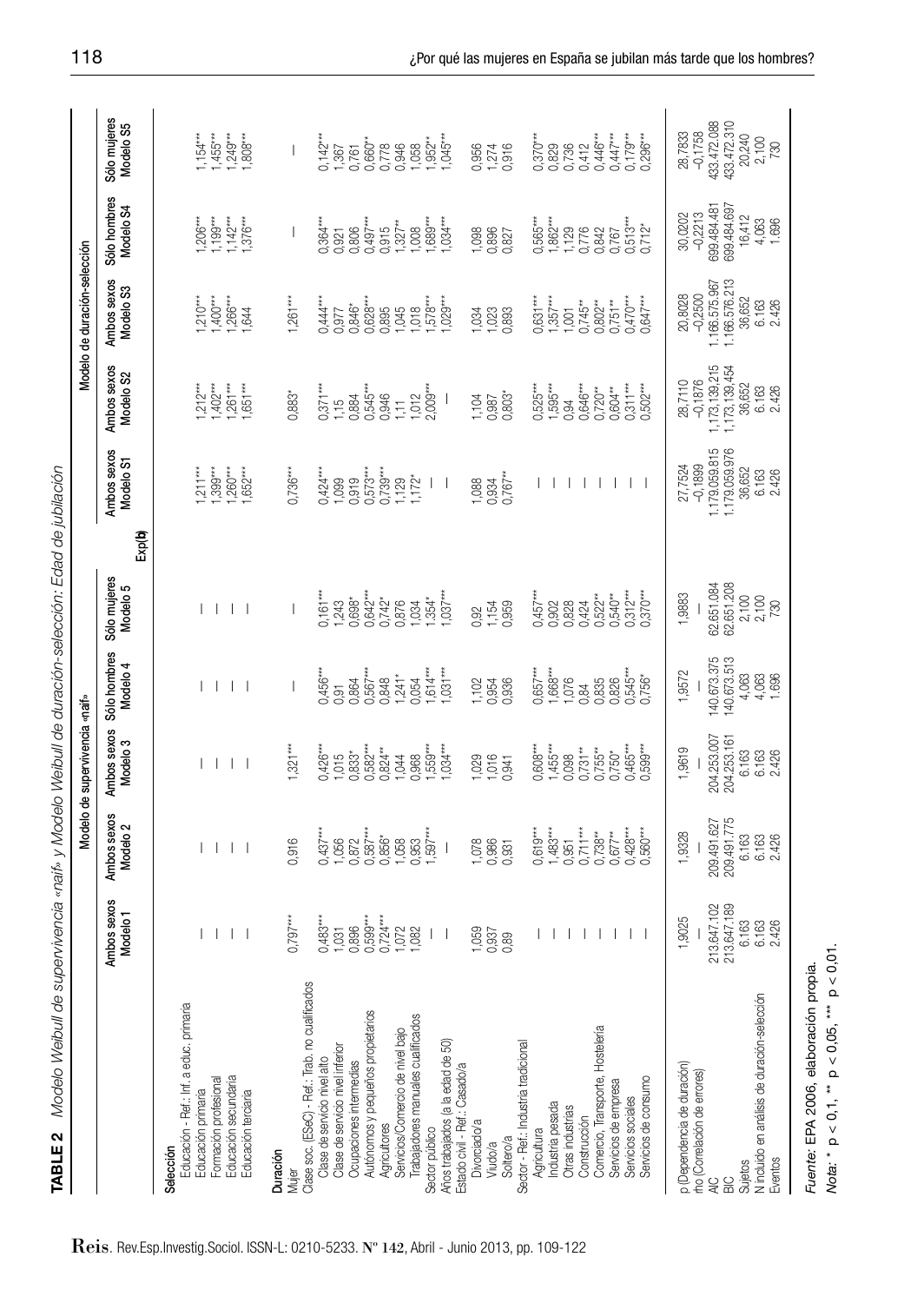**TABLE 2** *Modelo Weibull de supervivencia «naïf» y Modelo Weibull de duración-selección: Edad de jubilación*

| | Modelo de supervivencia «naïf» | | | | | Modelo de duración-selección | | | | |
|---|---|---|---|---|---|---|---|---|---|---|
| | Ambos sexos Modelo 1 | Ambos sexos Modelo 2 | Ambos sexos Modelo 3 | Sólo hombres Modelo 4 | Sólo mujeres Modelo 5 | Ambos sexos Modelo S1 | Ambos sexos Modelo S2 | Ambos sexos Modelo S3 | Sólo hombres Modelo S4 | Sólo mujeres Modelo S5 |
| | | | | | Exp(b) | | | | | |
| **Selección** | | | | | | | | | | |
| Educación - Ref.: Inf. a educ. primaria | | | | | | | | | | |
| Educación primaria | — | — | — | — | — | 1,211*** | 1,212*** | 1,210*** | 1,206*** | 1,154*** |
| Formación profesional | — | — | — | — | — | 1,399*** | 1,402*** | 1,400*** | 1,199*** | 1,455*** |
| Educación secundaria | — | — | — | — | — | 1,260*** | 1,261*** | 1,266*** | 1,142*** | 1,249*** |
| Educación terciaria | — | — | — | — | — | 1,652*** | 1,651*** | 1,644 | 1,376*** | 1,808*** |
| **Duración** | | | | | | | | | | |
| Mujer | 0,797*** | 0,916 | 1,321*** | — | — | 0,736*** | 0,883* | 1,261*** | — | — |
| Clase soc. (ESeC) - Ref.: Trab. no cualificados | | | | | | | | | | |
| Clase de servicio nivel alto | 0,483*** | 0,437*** | 0,426*** | 0,456*** | 0,161*** | 0,424*** | 0,371*** | 0,444*** | 0,364*** | 0,142*** |
| Clase de servicio nivel inferior | 1,031 | 1,056 | 1,015 | 0,91 | 1,243 | 1,099 | 1,15 | 0,977 | 0,921 | 1,367 |
| Ocupaciones intermedias | 0,896 | 0,872 | 0,833* | 0,864 | 0,698* | 0,919 | 0,884 | 0,846* | 0,806 | 0,761 |
| Autónomos y pequeños propietarios | 0,599*** | 0,587*** | 0,582*** | 0,567*** | 0,642*** | 0,573*** | 0,545*** | 0,628*** | 0,497*** | 0,660** |
| Agricultores | 0,724*** | 0,856* | 0,824** | 0,848 | 0,742* | 0,739*** | 0,946 | 0,885 | 0,915 | 0,778 |
| Servicios/Comercio de nivel bajo | 1,072 | 1,058 | 1,044 | 1,241* | 0,876 | 1,129 | 1,11 | 1,045 | 1,327** | 0,946 |
| Trabajadores manuales cualificados | 1,082 | 0,953 | 0,968 | 0,054 | 1,034 | 1,172* | 1,012 | 1,018 | 1,008 | 1,058 |
| Sector público | — | 1,597*** | 1,559*** | 1,614*** | 1,354* | — | 2,009*** | 1,578*** | 1,689*** | 1,952** |
| Años trabajados (a la edad de 50) | — | — | 1,034*** | 1,031*** | 1,037*** | — | — | 1,029*** | 1,034*** | 1,045*** |
| Estado civil - Ref.: Casado/a | | | | | | | | | | |
| Divorciado/a | 1,059 | 1,078 | 1,029 | 1,102 | 0,92 | 1,088 | 1,104 | 1,034 | 1,098 | 0,956 |
| Viudo/a | 0,937 | 0,986 | 1,016 | 0,954 | 1,154 | 0,934 | 0,987 | 1,023 | 0,896 | 1,274 |
| Soltero/a | 0,89 | 0,931 | 0,941 | 0,936 | 0,959 | 0,767** | 0,803* | 0,893 | 0,827 | 0,916 |
| Sector - Ref.: Industria tradicional | | | | | | | | | | |
| Agricultura | — | 0,619*** | 0,608*** | 0,657*** | 0,457*** | — | 0,525*** | 0,631*** | 0,565*** | 0,370** |
| Industria pesada | — | 1,483*** | 1,455*** | 1,668*** | 0,902 | — | 1,595*** | 1,357*** | 1,862*** | 0,829 |
| Otras industrias | — | 0,951 | 0,098 | 1,076 | 0,828 | — | 0,94 | 1,001 | 1,129 | 0,736 |
| Construcción | — | 0,711*** | 0,731** | 0,84 | 0,424 | — | 0,646*** | 0,745** | 0,776 | 0,412 |
| Comercio, Transporte, Hostelería | — | 0,738** | 0,755** | 0,835 | 0,522** | — | 0,720** | 0,802** | 0,842 | 0,446*** |
| Servicios de empresa | — | 0,677** | 0,750* | 0,826 | 0,540** | — | 0,604** | 0,751** | 0,767 | 0,447*** |
| Servicios sociales | — | 0,428*** | 0,465*** | 0,545*** | 0,312*** | — | 0,311*** | 0,470*** | 0,513*** | 0,179*** |
| Servicios de consumo | — | 0,560*** | 0,599*** | 0,756* | 0,370*** | — | 0,502*** | 0,647*** | 0,712* | 0,296*** |
| ρ (Dependencia de duración) | 1,9025 | 1,9328 | 1,9619 | 1,9572 | 1,9883 | 27,7524 | 28,7110 | 20,8028 | 30,0202 | 28,7833 |
| rho (Correlación de errores) | — | — | — | — | — | −0,1899 | −0,1876 | −0,2500 | −0,2213 | −0,1758 |
| AIC | 213.647.102 | 209.491.627 | 204.253.007 | 140.673.375 | 62.651.084 | 1.179.059.815 | 1.173.139.215 | 1.166.575.967 | 699.484.481 | 433.472.088 |
| BIC | 213.647.189 | 209.491.775 | 204.253.161 | 140.673.513 | 62.651.208 | 1.179.059.976 | 1.173.139.454 | 1.166.576.213 | 699.484.697 | 433.472.310 |
| Sujetos | 6.163 | 6.163 | 6.163 | 4.063 | 2.100 | 36.652 | 36.652 | 36.652 | 16.412 | 20.240 |
| N incluido en análisis de duración-selección | 6.163 | 6.163 | 6.163 | 4.063 | 2.100 | 6.163 | 6.163 | 6.163 | 4.063 | 2.100 |
| Eventos | 2.426 | 2.426 | 2.426 | 1.696 | 730 | 2.426 | 2.426 | 2.426 | 1.696 | 730 |

*Fuente:* EPA 2006, elaboración propia.

*Nota:* * $p < 0,1$, ** $p < 0,05$, *** $p < 0,01$.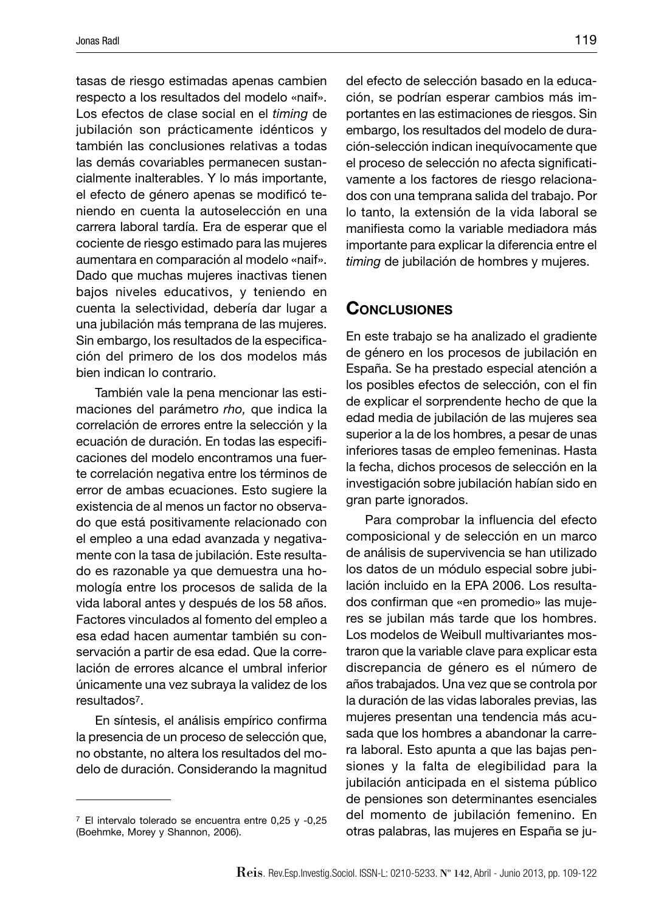tasas de riesgo estimadas apenas cambien respecto a los resultados del modelo «naif». Los efectos de clase social en el *timing* de jubilación son prácticamente idénticos y también las conclusiones relativas a todas las demás covariables permanecen sustancialmente inalterables. Y lo más importante, el efecto de género apenas se modificó teniendo en cuenta la autoselección en una carrera laboral tardía. Era de esperar que el cociente de riesgo estimado para las mujeres aumentara en comparación al modelo «naif». Dado que muchas mujeres inactivas tienen bajos niveles educativos, y teniendo en cuenta la selectividad, debería dar lugar a una jubilación más temprana de las mujeres. Sin embargo, los resultados de la especificación del primero de los dos modelos más bien indican lo contrario.

También vale la pena mencionar las estimaciones del parámetro *rho,* que indica la correlación de errores entre la selección y la ecuación de duración. En todas las especificaciones del modelo encontramos una fuerte correlación negativa entre los términos de error de ambas ecuaciones. Esto sugiere la existencia de al menos un factor no observado que está positivamente relacionado con el empleo a una edad avanzada y negativamente con la tasa de jubilación. Este resultado es razonable ya que demuestra una homología entre los procesos de salida de la vida laboral antes y después de los 58 años. Factores vinculados al fomento del empleo a esa edad hacen aumentar también su conservación a partir de esa edad. Que la correlación de errores alcance el umbral inferior únicamente una vez subraya la validez de los resultados[7].

En síntesis, el análisis empírico confirma la presencia de un proceso de selección que, no obstante, no altera los resultados del modelo de duración. Considerando la magnitud del efecto de selección basado en la educación, se podrían esperar cambios más importantes en las estimaciones de riesgos. Sin embargo, los resultados del modelo de duración-selección indican inequívocamente que el proceso de selección no afecta significativamente a los factores de riesgo relacionados con una temprana salida del trabajo. Por lo tanto, la extensión de la vida laboral se manifiesta como la variable mediadora más importante para explicar la diferencia entre el *timing* de jubilación de hombres y mujeres.

## Conclusiones

En este trabajo se ha analizado el gradiente de género en los procesos de jubilación en España. Se ha prestado especial atención a los posibles efectos de selección, con el fin de explicar el sorprendente hecho de que la edad media de jubilación de las mujeres sea superior a la de los hombres, a pesar de unas inferiores tasas de empleo femeninas. Hasta la fecha, dichos procesos de selección en la investigación sobre jubilación habían sido en gran parte ignorados.

Para comprobar la influencia del efecto composicional y de selección en un marco de análisis de supervivencia se han utilizado los datos de un módulo especial sobre jubilación incluido en la EPA 2006. Los resultados confirman que «en promedio» las mujeres se jubilan más tarde que los hombres. Los modelos de Weibull multivariantes mostraron que la variable clave para explicar esta discrepancia de género es el número de años trabajados. Una vez que se controla por la duración de las vidas laborales previas, las mujeres presentan una tendencia más acusada que los hombres a abandonar la carrera laboral. Esto apunta a que las bajas pensiones y la falta de elegibilidad para la jubilación anticipada en el sistema público de pensiones son determinantes esenciales del momento de jubilación femenino. En otras palabras, las mujeres en España se ju-

[7] El intervalo tolerado se encuentra entre 0,25 y -0,25 (Boehmke, Morey y Shannon, 2006).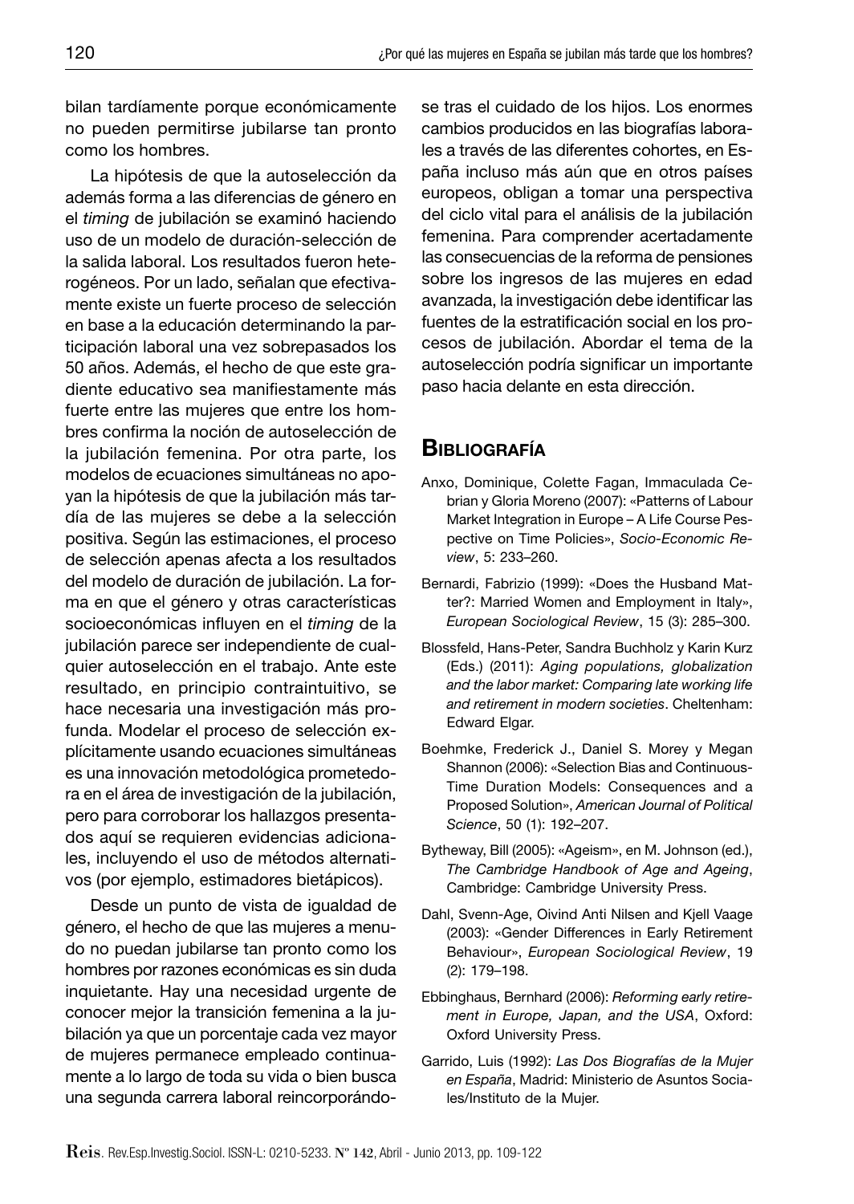bilan tardíamente porque económicamente no pueden permitirse jubilarse tan pronto como los hombres.

La hipótesis de que la autoselección da además forma a las diferencias de género en el *timing* de jubilación se examinó haciendo uso de un modelo de duración-selección de la salida laboral. Los resultados fueron heterogéneos. Por un lado, señalan que efectivamente existe un fuerte proceso de selección en base a la educación determinando la participación laboral una vez sobrepasados los 50 años. Además, el hecho de que este gradiente educativo sea manifiestamente más fuerte entre las mujeres que entre los hombres confirma la noción de autoselección de la jubilación femenina. Por otra parte, los modelos de ecuaciones simultáneas no apoyan la hipótesis de que la jubilación más tardía de las mujeres se debe a la selección positiva. Según las estimaciones, el proceso de selección apenas afecta a los resultados del modelo de duración de jubilación. La forma en que el género y otras características socioeconómicas influyen en el *timing* de la jubilación parece ser independiente de cualquier autoselección en el trabajo. Ante este resultado, en principio contraintuitivo, se hace necesaria una investigación más profunda. Modelar el proceso de selección explícitamente usando ecuaciones simultáneas es una innovación metodológica prometedora en el área de investigación de la jubilación, pero para corroborar los hallazgos presentados aquí se requieren evidencias adicionales, incluyendo el uso de métodos alternativos (por ejemplo, estimadores bietápicos).

Desde un punto de vista de igualdad de género, el hecho de que las mujeres a menudo no puedan jubilarse tan pronto como los hombres por razones económicas es sin duda inquietante. Hay una necesidad urgente de conocer mejor la transición femenina a la jubilación ya que un porcentaje cada vez mayor de mujeres permanece empleado continuamente a lo largo de toda su vida o bien busca una segunda carrera laboral reincorporándose tras el cuidado de los hijos. Los enormes cambios producidos en las biografías laborales a través de las diferentes cohortes, en España incluso más aún que en otros países europeos, obligan a tomar una perspectiva del ciclo vital para el análisis de la jubilación femenina. Para comprender acertadamente las consecuencias de la reforma de pensiones sobre los ingresos de las mujeres en edad avanzada, la investigación debe identificar las fuentes de la estratificación social en los procesos de jubilación. Abordar el tema de la autoselección podría significar un importante paso hacia delante en esta dirección.

## Bibliografía

Anxo, Dominique, Colette Fagan, Immaculada Cebrian y Gloria Moreno (2007): «Patterns of Labour Market Integration in Europe – A Life Course Pespective on Time Policies», *Socio-Economic Review*, 5: 233–260.

Bernardi, Fabrizio (1999): «Does the Husband Matter?: Married Women and Employment in Italy», *European Sociological Review*, 15 (3): 285–300.

Blossfeld, Hans-Peter, Sandra Buchholz y Karin Kurz (Eds.) (2011): *Aging populations, globalization and the labor market: Comparing late working life and retirement in modern societies*. Cheltenham: Edward Elgar.

Boehmke, Frederick J., Daniel S. Morey y Megan Shannon (2006): «Selection Bias and Continuous-Time Duration Models: Consequences and a Proposed Solution», *American Journal of Political Science*, 50 (1): 192–207.

Bytheway, Bill (2005): «Ageism», en M. Johnson (ed.), *The Cambridge Handbook of Age and Ageing*, Cambridge: Cambridge University Press.

Dahl, Svenn-Age, Oivind Anti Nilsen and Kjell Vaage (2003): «Gender Differences in Early Retirement Behaviour», *European Sociological Review*, 19 (2): 179–198.

Ebbinghaus, Bernhard (2006): *Reforming early retirement in Europe, Japan, and the USA*, Oxford: Oxford University Press.

Garrido, Luis (1992): *Las Dos Biografías de la Mujer en España*, Madrid: Ministerio de Asuntos Sociales/Instituto de la Mujer.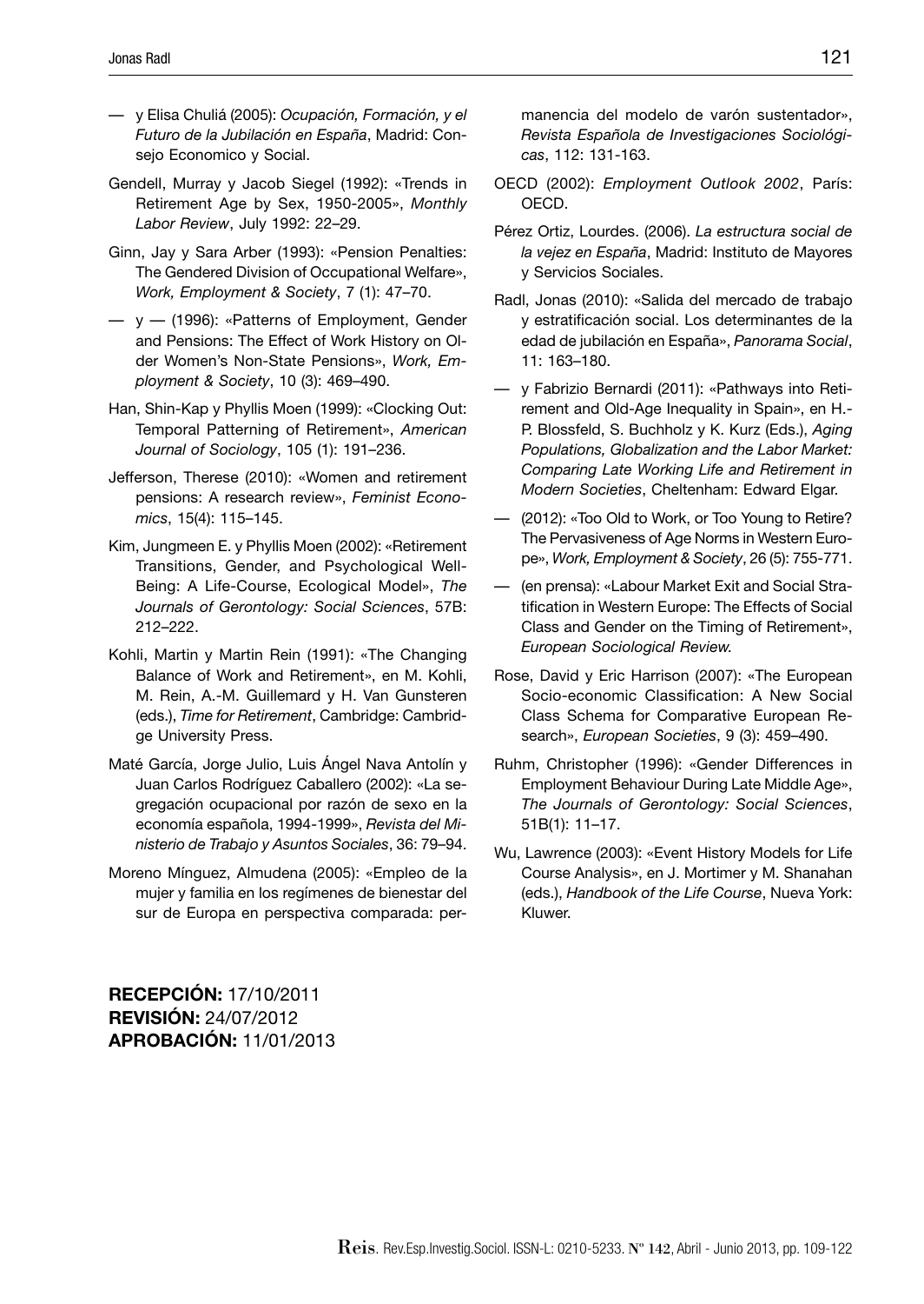— y Elisa Chuliá (2005): *Ocupación, Formación, y el Futuro de la Jubilación en España*, Madrid: Consejo Economico y Social.

Gendell, Murray y Jacob Siegel (1992): «Trends in Retirement Age by Sex, 1950-2005», *Monthly Labor Review*, July 1992: 22–29.

Ginn, Jay y Sara Arber (1993): «Pension Penalties: The Gendered Division of Occupational Welfare», *Work, Employment & Society*, 7 (1): 47–70.

— y — (1996): «Patterns of Employment, Gender and Pensions: The Effect of Work History on Older Women's Non-State Pensions», *Work, Employment & Society*, 10 (3): 469–490.

Han, Shin-Kap y Phyllis Moen (1999): «Clocking Out: Temporal Patterning of Retirement», *American Journal of Sociology*, 105 (1): 191–236.

Jefferson, Therese (2010): «Women and retirement pensions: A research review», *Feminist Economics*, 15(4): 115–145.

Kim, Jungmeen E. y Phyllis Moen (2002): «Retirement Transitions, Gender, and Psychological Well-Being: A Life-Course, Ecological Model», *The Journals of Gerontology: Social Sciences*, 57B: 212–222.

Kohli, Martin y Martin Rein (1991): «The Changing Balance of Work and Retirement», en M. Kohli, M. Rein, A.-M. Guillemard y H. Van Gunsteren (eds.), *Time for Retirement*, Cambridge: Cambridge University Press.

Maté García, Jorge Julio, Luis Ángel Nava Antolín y Juan Carlos Rodríguez Caballero (2002): «La segregación ocupacional por razón de sexo en la economía española, 1994-1999», *Revista del Ministerio de Trabajo y Asuntos Sociales*, 36: 79–94.

Moreno Mínguez, Almudena (2005): «Empleo de la mujer y familia en los regímenes de bienestar del sur de Europa en perspectiva comparada: permanencia del modelo de varón sustentador», *Revista Española de Investigaciones Sociológicas*, 112: 131-163.

OECD (2002): *Employment Outlook 2002*, París: OECD.

Pérez Ortiz, Lourdes. (2006). *La estructura social de la vejez en España*, Madrid: Instituto de Mayores y Servicios Sociales.

Radl, Jonas (2010): «Salida del mercado de trabajo y estratificación social. Los determinantes de la edad de jubilación en España», *Panorama Social*, 11: 163–180.

— y Fabrizio Bernardi (2011): «Pathways into Retirement and Old-Age Inequality in Spain», en H.-P. Blossfeld, S. Buchholz y K. Kurz (Eds.), *Aging Populations, Globalization and the Labor Market: Comparing Late Working Life and Retirement in Modern Societies*, Cheltenham: Edward Elgar.

— (2012): «Too Old to Work, or Too Young to Retire? The Pervasiveness of Age Norms in Western Europe», *Work, Employment & Society*, 26 (5): 755-771.

— (en prensa): «Labour Market Exit and Social Stratification in Western Europe: The Effects of Social Class and Gender on the Timing of Retirement», *European Sociological Review.*

Rose, David y Eric Harrison (2007): «The European Socio-economic Classification: A New Social Class Schema for Comparative European Research», *European Societies*, 9 (3): 459–490.

Ruhm, Christopher (1996): «Gender Differences in Employment Behaviour During Late Middle Age», *The Journals of Gerontology: Social Sciences*, 51B(1): 11–17.

Wu, Lawrence (2003): «Event History Models for Life Course Analysis», en J. Mortimer y M. Shanahan (eds.), *Handbook of the Life Course*, Nueva York: Kluwer.

**RECEPCIÓN:** 17/10/2011
**REVISIÓN:** 24/07/2012
**APROBACIÓN:** 11/01/2013